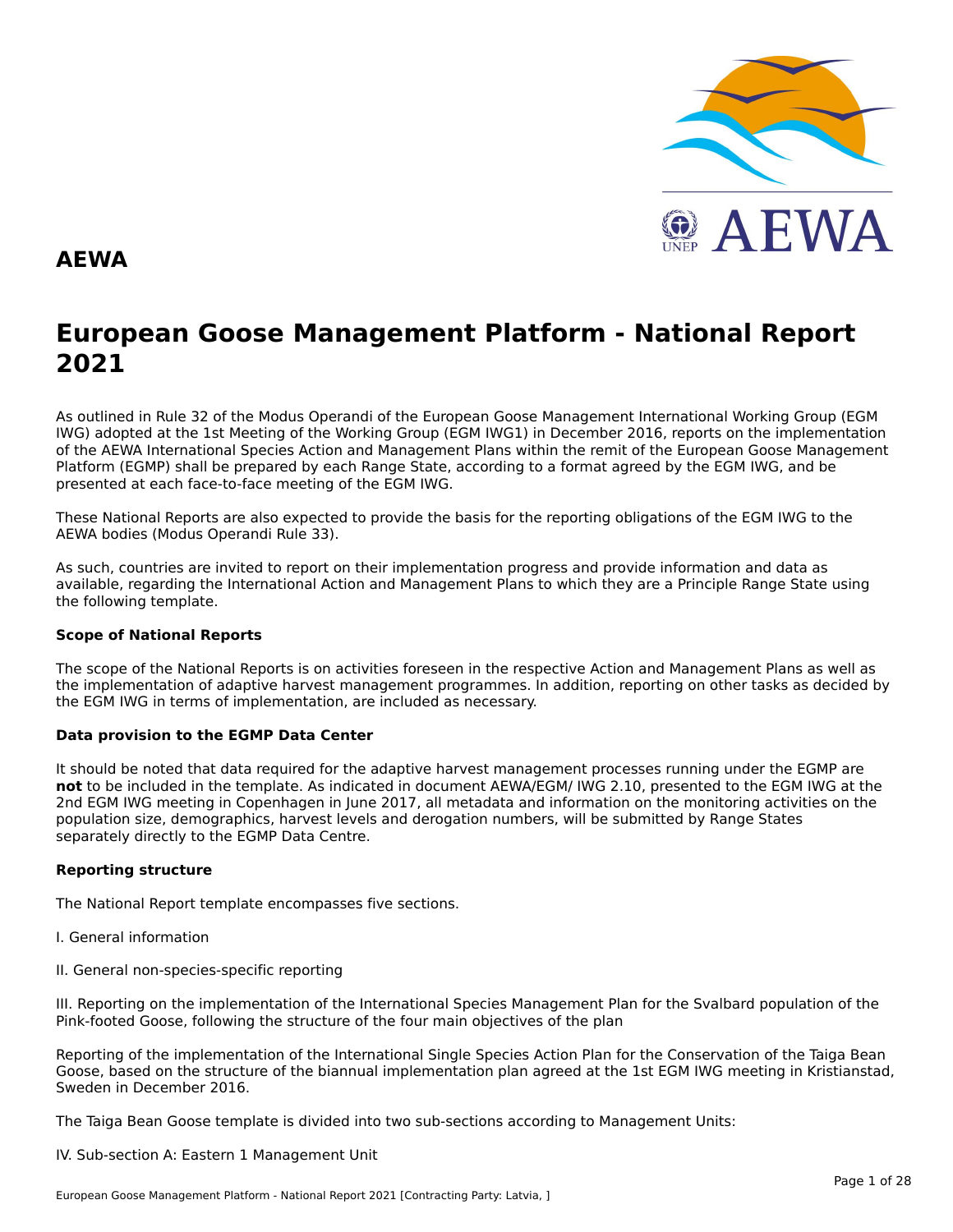## AEWA

# European Goose Management Platform - National Report 2021

As outlined in Rule 32 of the Modus Operandi of the European Goose Management International Working Group (EGM IWG) adopted at the 1st Meeting of the Working Group (EGM IWG1) in December 2016, reports on the implementation of the AEWA International Species Action and Management Plans within the remit of the European Goose Management Platform (EGMP) shall be prepared by each Range State, according to a format agreed by the EGM IWG, and be presented at each face-to-face meeting of the EGM IWG.

These National Reports are also expected to provide the basis for the reporting obligations of the EGM IWG to the AEWA bodies (Modus Operandi Rule 33).

As such, countries are invited to report on their implementation progress and provide information and data as available, regarding the International Action and Management Plans to which they are a Principle Range State using the following template.

**Scope of National Reports**

The scope of the National Reports is on activities foreseen in the respective Action and Management Plans as well as the implementation of adaptive harvest management programmes. In addition, reporting on other tasks as decided by the EGM IWG in terms of implementation, are included as necessary.

**Data provision to the EGMP Data Center**

It should be noted that data required for the adaptive harvest management processes running under the EGMP are **not** to be included in the template. As indicated in document AEWA/EGM/ IWG 2.10, presented to the EGM IWG at the 2nd EGM IWG meeting in Copenhagen in June 2017, all metadata and information on the monitoring activities on the population size, demographics, harvest levels and derogation numbers, will be submitted by Range States separately directly to the EGMP Data Centre.

**Reporting structure**

The National Report template encompasses five sections.

I. General information

II. General non-species-specific reporting

III. Reporting on the implementation of the International Species Management Plan for the Svalbard population of the Pink-footed Goose, following the structure of the four main objectives of the plan

Reporting of the implementation of the International Single Species Action Plan for the Conservation of the Taiga Bean Goose, based on the structure of the biannual implementation plan agreed at the 1st EGM IWG meeting in Kristianstad, Sweden in December 2016.

The Taiga Bean Goose template is divided into two sub-sections according to Management Units:

IV. Sub-section A: Eastern 1 Management Unit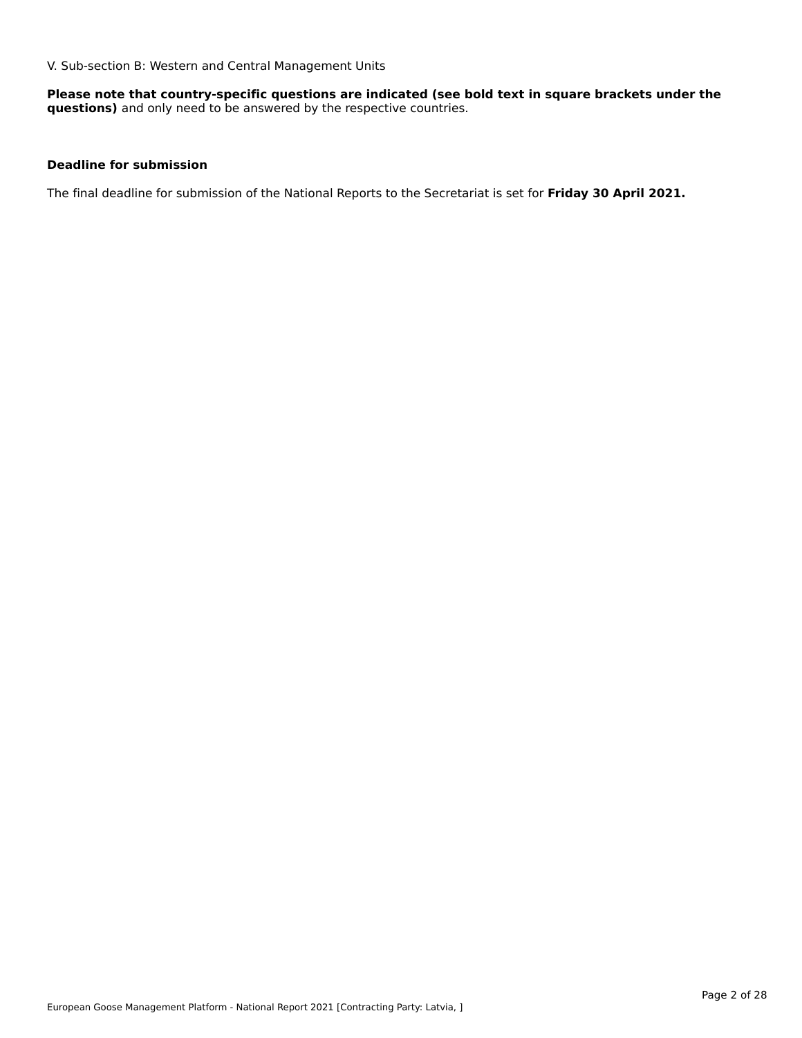V. Sub-section B: Western and Central Management Units

**Please note that country-specific questions are indicated (see bold text in square brackets under the questions)** and only need to be answered by the respective countries.

**Deadline for submission**

The final deadline for submission of the National Reports to the Secretariat is set for **Friday 30 April 2021.**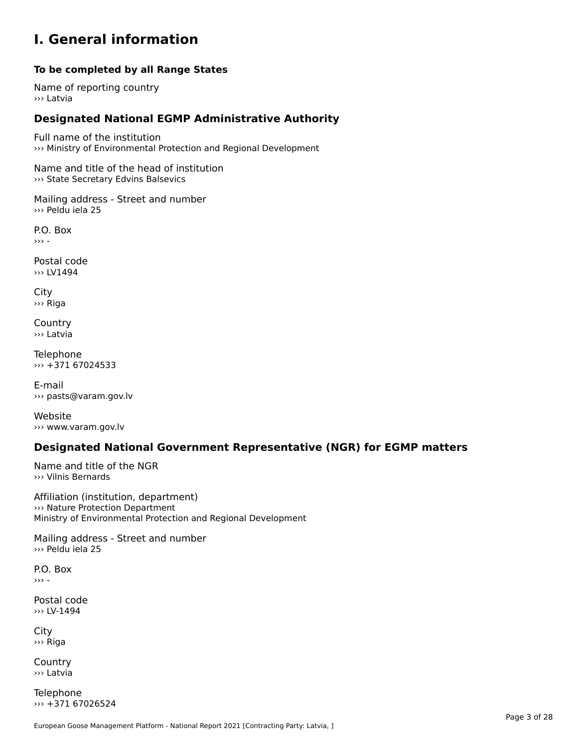# I. General information

**To be completed by all Range States**

Name of reporting country
››› Latvia

## Designated National EGMP Administrative Authority

Full name of the institution
››› Ministry of Environmental Protection and Regional Development

Name and title of the head of institution
››› State Secretary Edvins Balsevics

Mailing address - Street and number
››› Peldu iela 25

P.O. Box
››› -

Postal code
››› LV1494

City
››› Riga

Country
››› Latvia

Telephone
››› +371 67024533

E-mail
››› pasts@varam.gov.lv

Website
››› www.varam.gov.lv

## Designated National Government Representative (NGR) for EGMP matters

Name and title of the NGR
››› Vilnis Bernards

Affiliation (institution, department)
››› Nature Protection Department
Ministry of Environmental Protection and Regional Development

Mailing address - Street and number
››› Peldu iela 25

P.O. Box
››› -

Postal code
››› LV-1494

City
››› Riga

Country
››› Latvia

Telephone
››› +371 67026524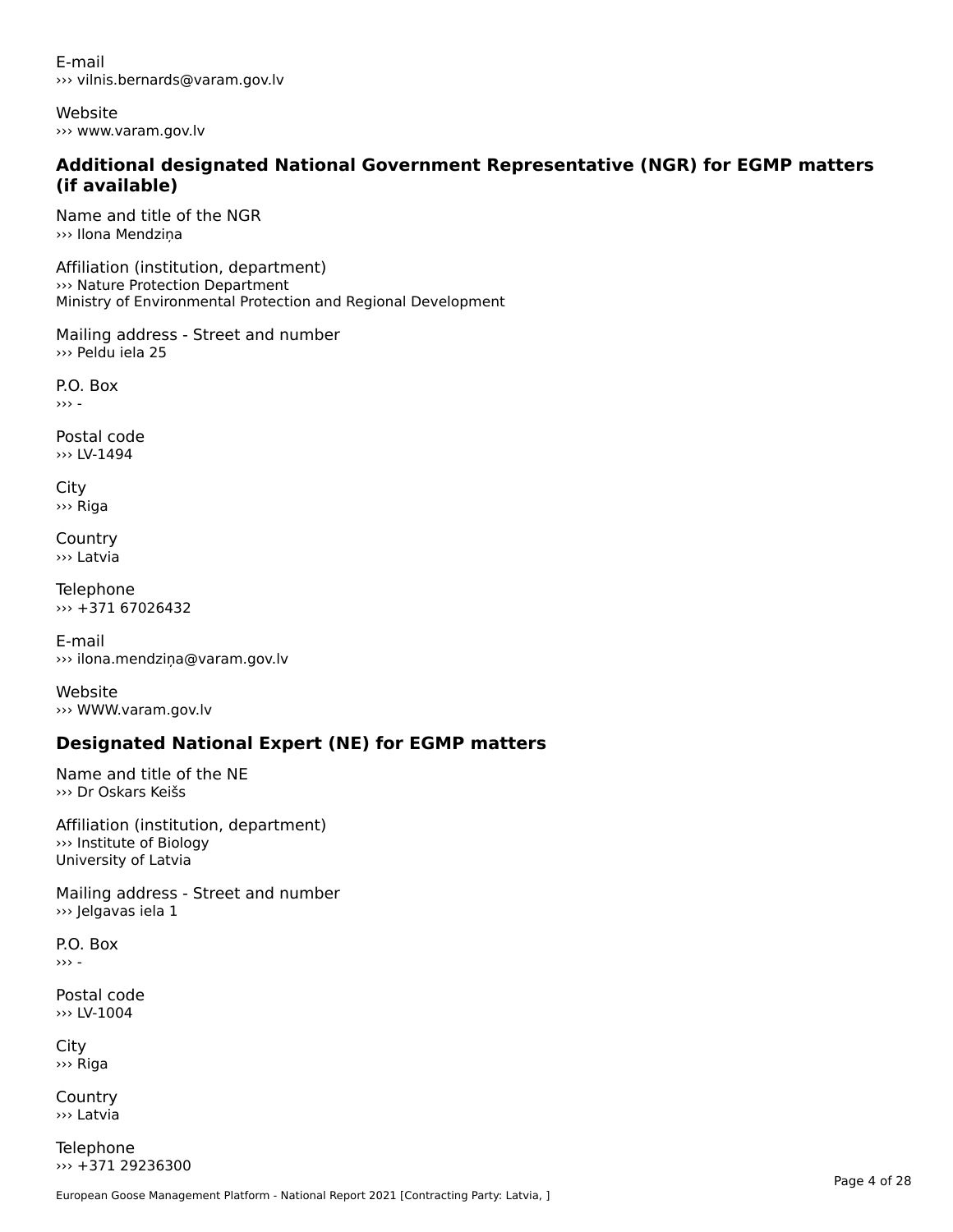E-mail
››› vilnis.bernards@varam.gov.lv

Website
››› www.varam.gov.lv

### Additional designated National Government Representative (NGR) for EGMP matters (if available)

Name and title of the NGR
››› Ilona Mendziņa

Affiliation (institution, department)
››› Nature Protection Department
Ministry of Environmental Protection and Regional Development

Mailing address - Street and number
››› Peldu iela 25

P.O. Box
››› -

Postal code
››› LV-1494

City
››› Riga

Country
››› Latvia

Telephone
››› +371 67026432

E-mail
››› ilona.mendziņa@varam.gov.lv

Website
››› WWW.varam.gov.lv

### Designated National Expert (NE) for EGMP matters

Name and title of the NE
››› Dr Oskars Keišs

Affiliation (institution, department)
››› Institute of Biology
University of Latvia

Mailing address - Street and number
››› Jelgavas iela 1

P.O. Box
››› -

Postal code
››› LV-1004

City
››› Riga

Country
››› Latvia

Telephone
››› +371 29236300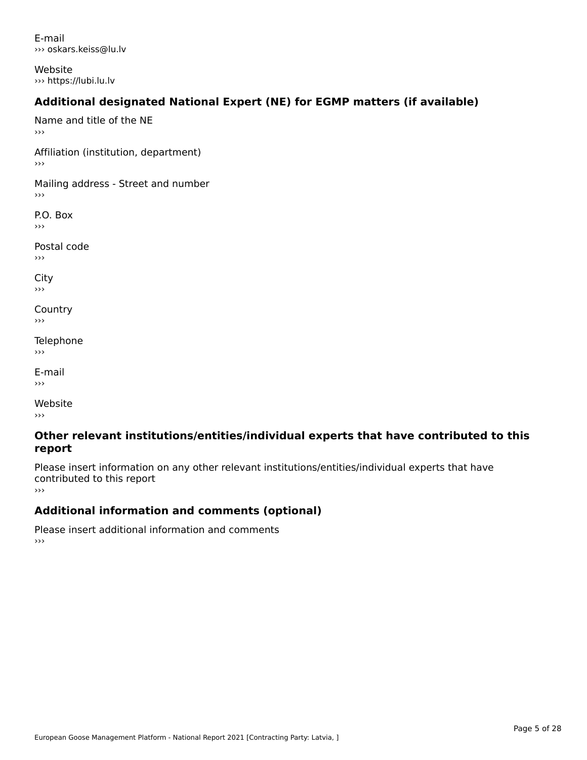E-mail
››› oskars.keiss@lu.lv

Website
››› https://lubi.lu.lv

### Additional designated National Expert (NE) for EGMP matters (if available)

Name and title of the NE
›››

Affiliation (institution, department)
›››

Mailing address - Street and number
›››

P.O. Box
›››

Postal code
›››

City
›››

Country
›››

Telephone
›››

E-mail
›››

Website
›››

### Other relevant institutions/entities/individual experts that have contributed to this report

Please insert information on any other relevant institutions/entities/individual experts that have contributed to this report
›››

### Additional information and comments (optional)

Please insert additional information and comments
›››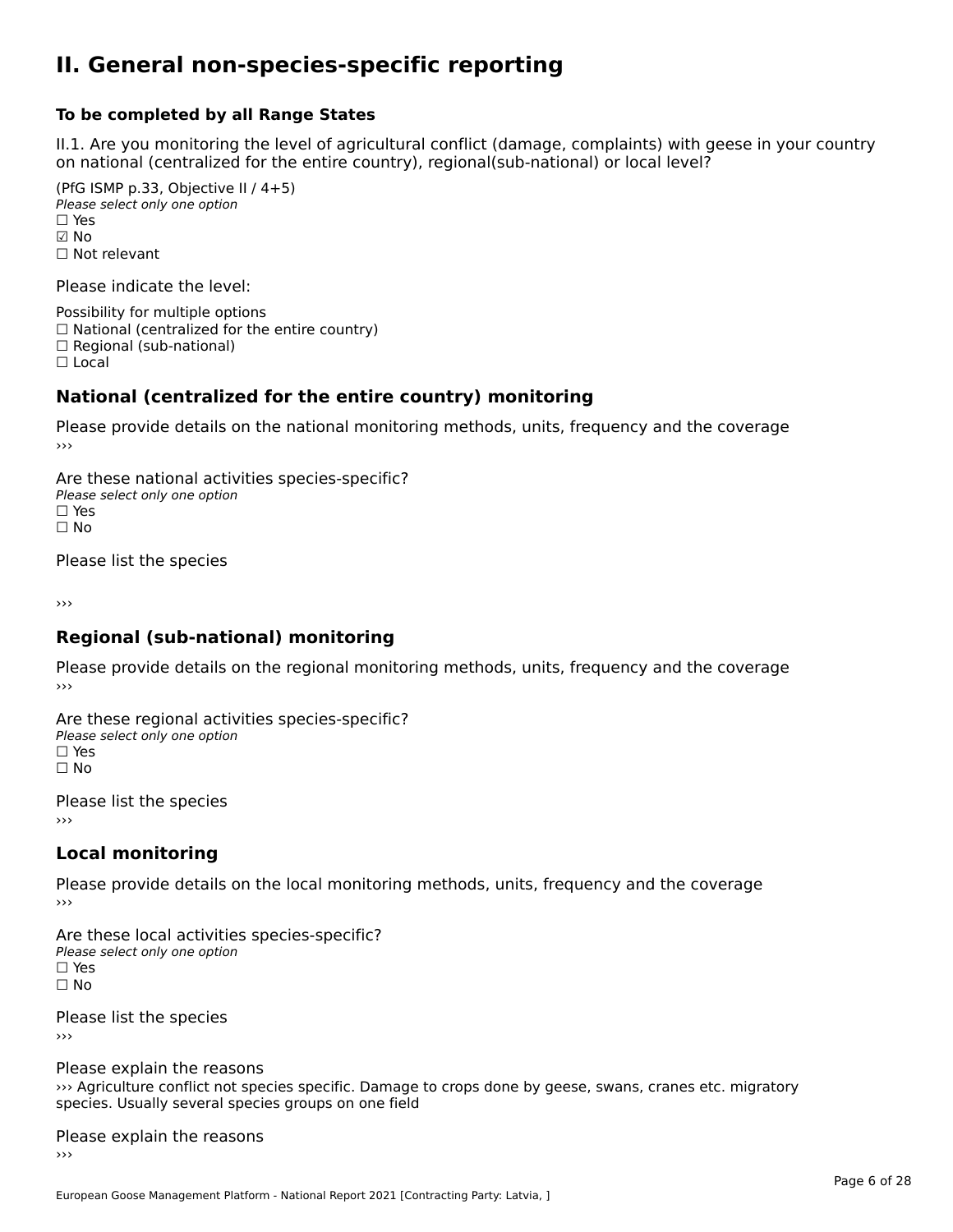# II. General non-species-specific reporting

**To be completed by all Range States**

II.1. Are you monitoring the level of agricultural conflict (damage, complaints) with geese in your country on national (centralized for the entire country), regional(sub-national) or local level?

(PfG ISMP p.33, Objective II / 4+5)
*Please select only one option*
☐ Yes
☑ No
☐ Not relevant

Please indicate the level:

Possibility for multiple options
☐ National (centralized for the entire country)
☐ Regional (sub-national)
☐ Local

## National (centralized for the entire country) monitoring

Please provide details on the national monitoring methods, units, frequency and the coverage
›››

Are these national activities species-specific?
*Please select only one option*
☐ Yes
☐ No

Please list the species

›››

## Regional (sub-national) monitoring

Please provide details on the regional monitoring methods, units, frequency and the coverage
›››

Are these regional activities species-specific?
*Please select only one option*
☐ Yes
☐ No

Please list the species
›››

## Local monitoring

Please provide details on the local monitoring methods, units, frequency and the coverage
›››

Are these local activities species-specific?
*Please select only one option*
☐ Yes
☐ No

Please list the species
›››

Please explain the reasons
››› Agriculture conflict not species specific. Damage to crops done by geese, swans, cranes etc. migratory species. Usually several species groups on one field

Please explain the reasons
›››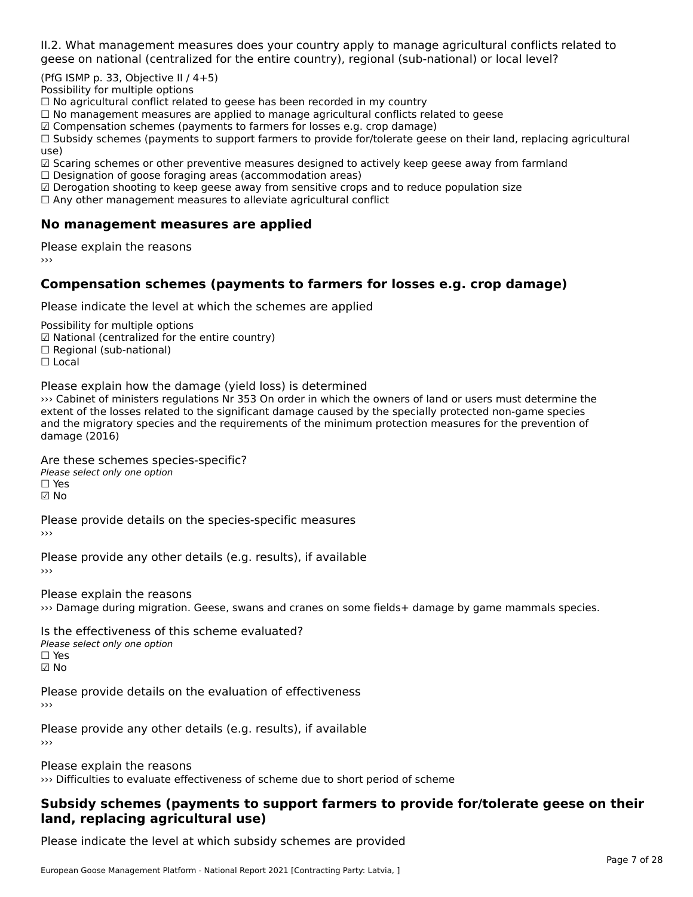II.2. What management measures does your country apply to manage agricultural conflicts related to geese on national (centralized for the entire country), regional (sub-national) or local level?

(PfG ISMP p. 33, Objective II / 4+5)
Possibility for multiple options
☐ No agricultural conflict related to geese has been recorded in my country
☐ No management measures are applied to manage agricultural conflicts related to geese
☑ Compensation schemes (payments to farmers for losses e.g. crop damage)
☐ Subsidy schemes (payments to support farmers to provide for/tolerate geese on their land, replacing agricultural use)
☑ Scaring schemes or other preventive measures designed to actively keep geese away from farmland
☐ Designation of goose foraging areas (accommodation areas)
☑ Derogation shooting to keep geese away from sensitive crops and to reduce population size
☐ Any other management measures to alleviate agricultural conflict

## No management measures are applied

Please explain the reasons
›››

## Compensation schemes (payments to farmers for losses e.g. crop damage)

Please indicate the level at which the schemes are applied

Possibility for multiple options
☑ National (centralized for the entire country)
☐ Regional (sub-national)
☐ Local

Please explain how the damage (yield loss) is determined
››› Cabinet of ministers regulations Nr 353 On order in which the owners of land or users must determine the extent of the losses related to the significant damage caused by the specially protected non-game species and the migratory species and the requirements of the minimum protection measures for the prevention of damage (2016)

Are these schemes species-specific?
*Please select only one option*
☐ Yes
☑ No

Please provide details on the species-specific measures
›››

Please provide any other details (e.g. results), if available
›››

Please explain the reasons
››› Damage during migration. Geese, swans and cranes on some fields+ damage by game mammals species.

Is the effectiveness of this scheme evaluated?
*Please select only one option*
☐ Yes
☑ No

Please provide details on the evaluation of effectiveness
›››

Please provide any other details (e.g. results), if available
›››

Please explain the reasons
››› Difficulties to evaluate effectiveness of scheme due to short period of scheme

## Subsidy schemes (payments to support farmers to provide for/tolerate geese on their land, replacing agricultural use)

Please indicate the level at which subsidy schemes are provided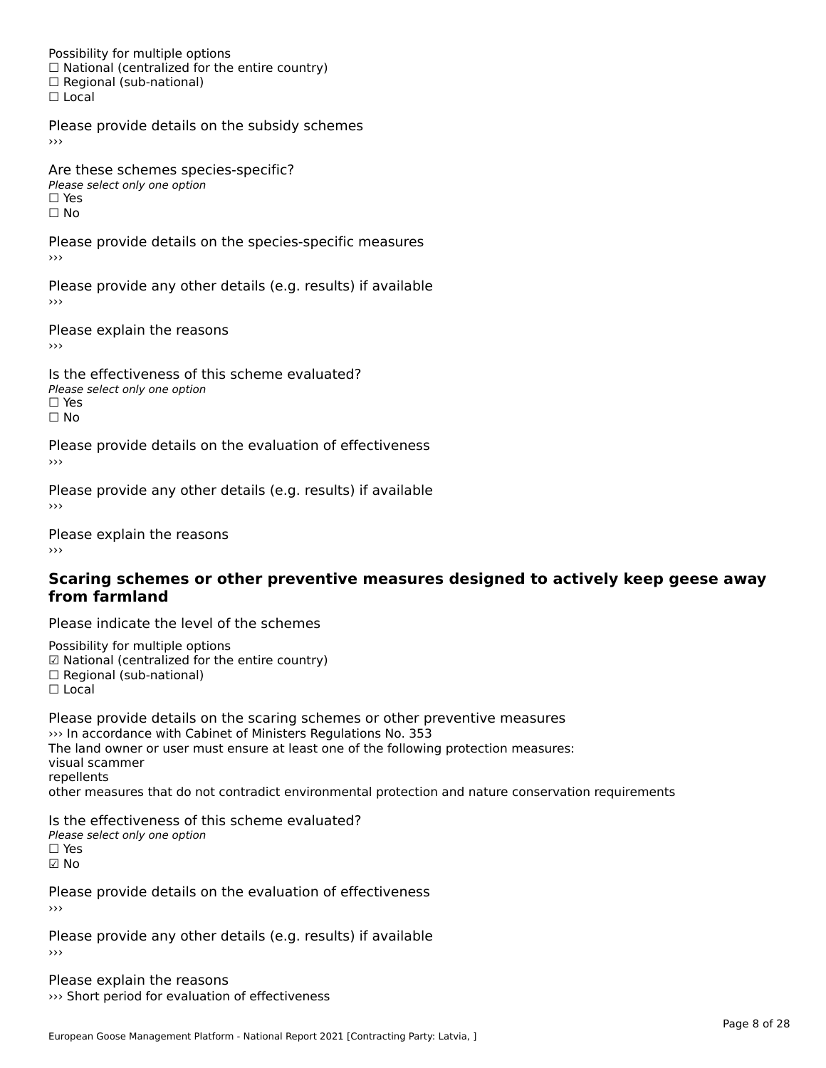Possibility for multiple options
☐ National (centralized for the entire country)
☐ Regional (sub-national)
☐ Local

Please provide details on the subsidy schemes
›››

Are these schemes species-specific?
*Please select only one option*
☐ Yes
☐ No

Please provide details on the species-specific measures
›››

Please provide any other details (e.g. results) if available
›››

Please explain the reasons
›››

Is the effectiveness of this scheme evaluated?
*Please select only one option*
☐ Yes
☐ No

Please provide details on the evaluation of effectiveness
›››

Please provide any other details (e.g. results) if available
›››

Please explain the reasons
›››

## Scaring schemes or other preventive measures designed to actively keep geese away from farmland

Please indicate the level of the schemes

Possibility for multiple options
☑ National (centralized for the entire country)
☐ Regional (sub-national)
☐ Local

Please provide details on the scaring schemes or other preventive measures
››› In accordance with Cabinet of Ministers Regulations No. 353
The land owner or user must ensure at least one of the following protection measures:
visual scammer
repellents
other measures that do not contradict environmental protection and nature conservation requirements

Is the effectiveness of this scheme evaluated?
*Please select only one option*
☐ Yes
☑ No

Please provide details on the evaluation of effectiveness
›››

Please provide any other details (e.g. results) if available
›››

Please explain the reasons
››› Short period for evaluation of effectiveness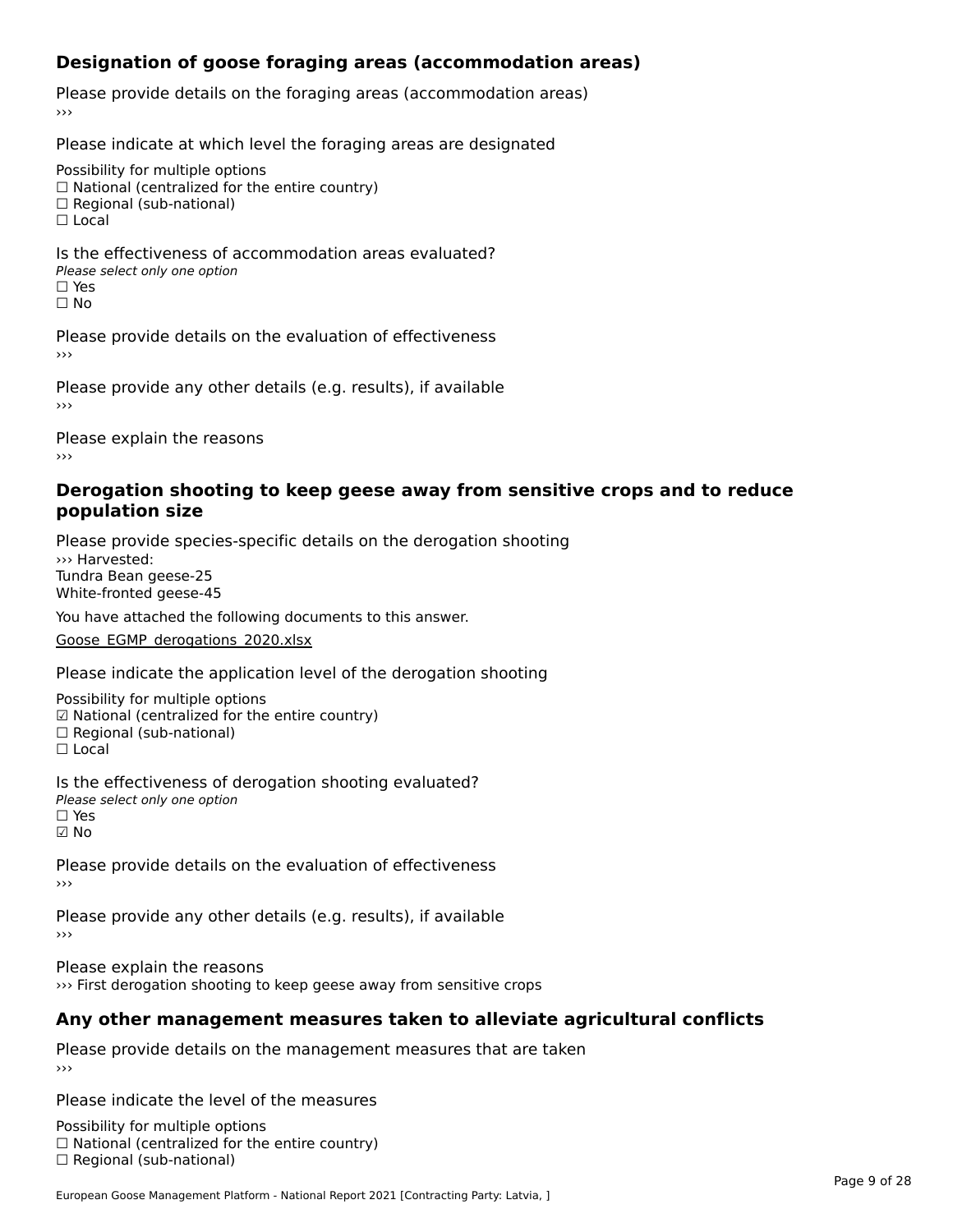## Designation of goose foraging areas (accommodation areas)

Please provide details on the foraging areas (accommodation areas)

›››

Please indicate at which level the foraging areas are designated

Possibility for multiple options

☐ National (centralized for the entire country)
☐ Regional (sub-national)
☐ Local

Is the effectiveness of accommodation areas evaluated?

*Please select only one option*

☐ Yes
☐ No

Please provide details on the evaluation of effectiveness

›››

Please provide any other details (e.g. results), if available

›››

Please explain the reasons

›››

## Derogation shooting to keep geese away from sensitive crops and to reduce population size

Please provide species-specific details on the derogation shooting

››› Harvested:
Tundra Bean geese-25
White-fronted geese-45

You have attached the following documents to this answer.

Goose_EGMP_derogations_2020.xlsx

Please indicate the application level of the derogation shooting

Possibility for multiple options

☑ National (centralized for the entire country)
☐ Regional (sub-national)
☐ Local

Is the effectiveness of derogation shooting evaluated?

*Please select only one option*

☐ Yes
☑ No

Please provide details on the evaluation of effectiveness

›››

Please provide any other details (e.g. results), if available

›››

Please explain the reasons

››› First derogation shooting to keep geese away from sensitive crops

## Any other management measures taken to alleviate agricultural conflicts

Please provide details on the management measures that are taken

›››

Please indicate the level of the measures

Possibility for multiple options

☐ National (centralized for the entire country)
☐ Regional (sub-national)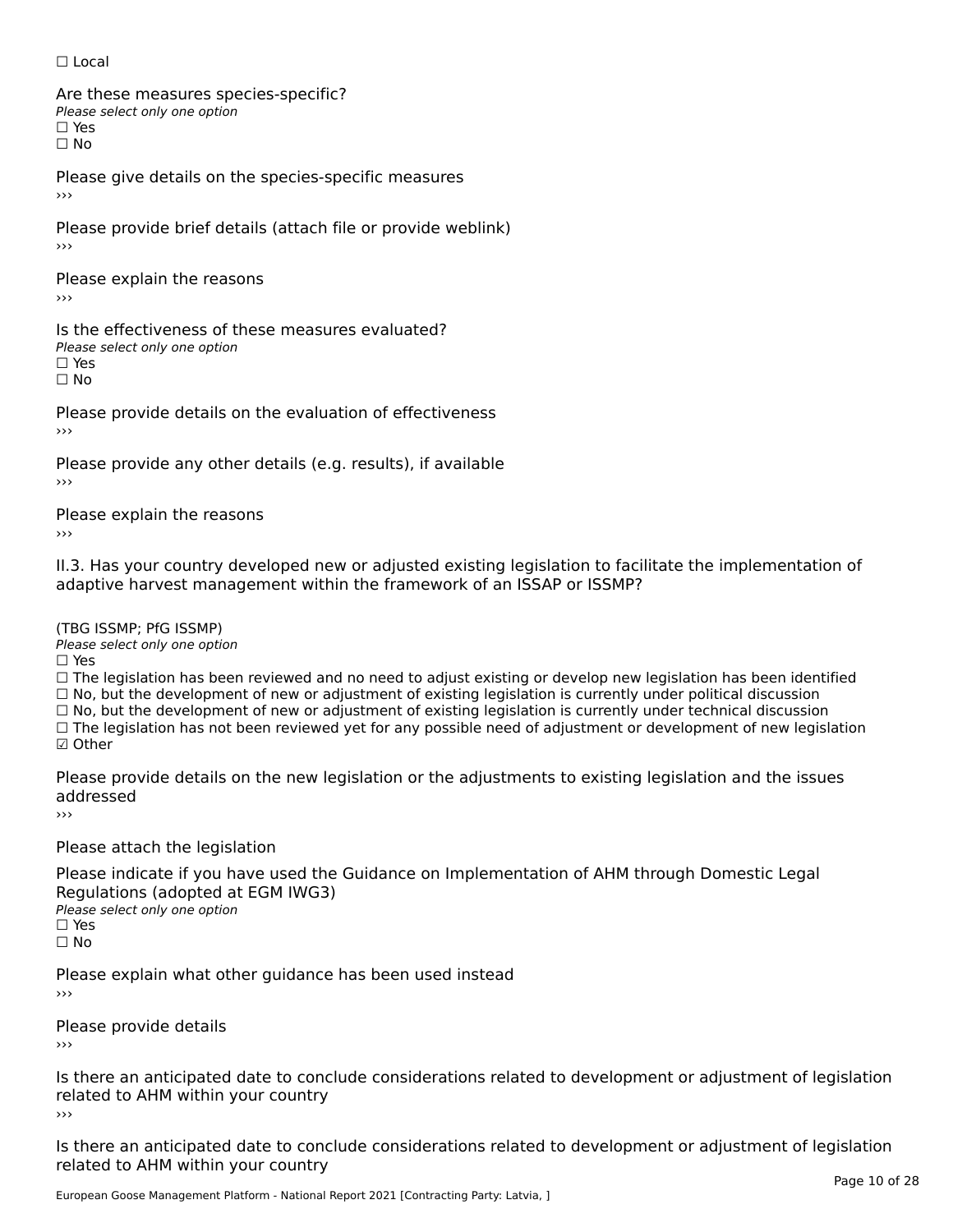☐ Local

Are these measures species-specific?
*Please select only one option*
☐ Yes
☐ No

Please give details on the species-specific measures
›››

Please provide brief details (attach file or provide weblink)
›››

Please explain the reasons
›››

Is the effectiveness of these measures evaluated?
*Please select only one option*
☐ Yes
☐ No

Please provide details on the evaluation of effectiveness
›››

Please provide any other details (e.g. results), if available
›››

Please explain the reasons
›››

II.3. Has your country developed new or adjusted existing legislation to facilitate the implementation of adaptive harvest management within the framework of an ISSAP or ISSMP?

(TBG ISSMP; PfG ISSMP)
*Please select only one option*
☐ Yes
☐ The legislation has been reviewed and no need to adjust existing or develop new legislation has been identified
☐ No, but the development of new or adjustment of existing legislation is currently under political discussion
☐ No, but the development of new or adjustment of existing legislation is currently under technical discussion
☐ The legislation has not been reviewed yet for any possible need of adjustment or development of new legislation
☑ Other

Please provide details on the new legislation or the adjustments to existing legislation and the issues addressed
›››

Please attach the legislation

Please indicate if you have used the Guidance on Implementation of AHM through Domestic Legal Regulations (adopted at EGM IWG3)
*Please select only one option*
☐ Yes
☐ No

Please explain what other guidance has been used instead
›››

Please provide details
›››

Is there an anticipated date to conclude considerations related to development or adjustment of legislation related to AHM within your country
›››

Is there an anticipated date to conclude considerations related to development or adjustment of legislation related to AHM within your country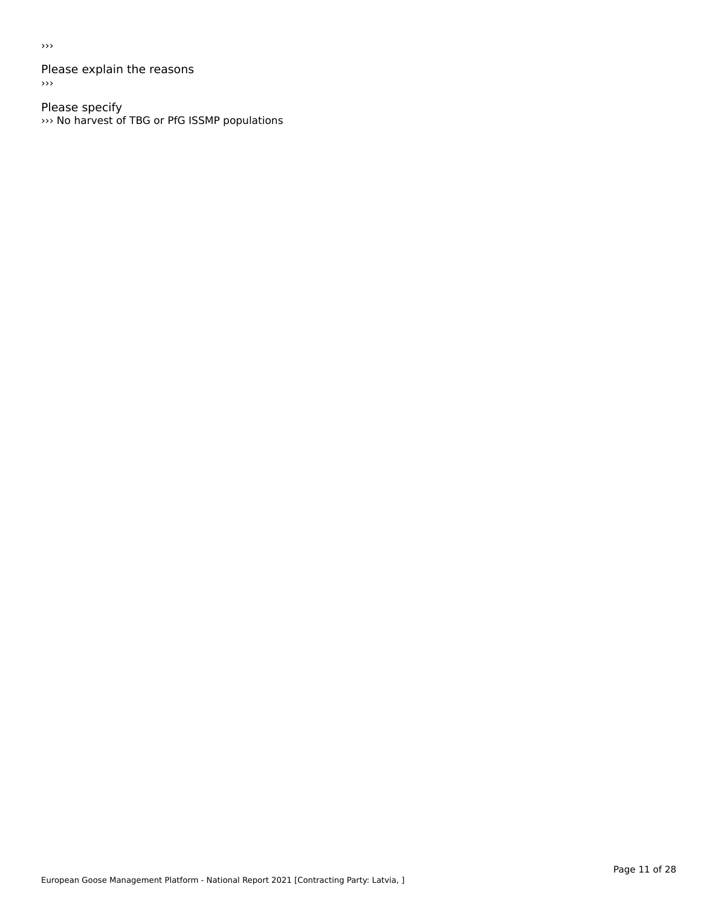›››

Please explain the reasons

›››

Please specify

››› No harvest of TBG or PfG ISSMP populations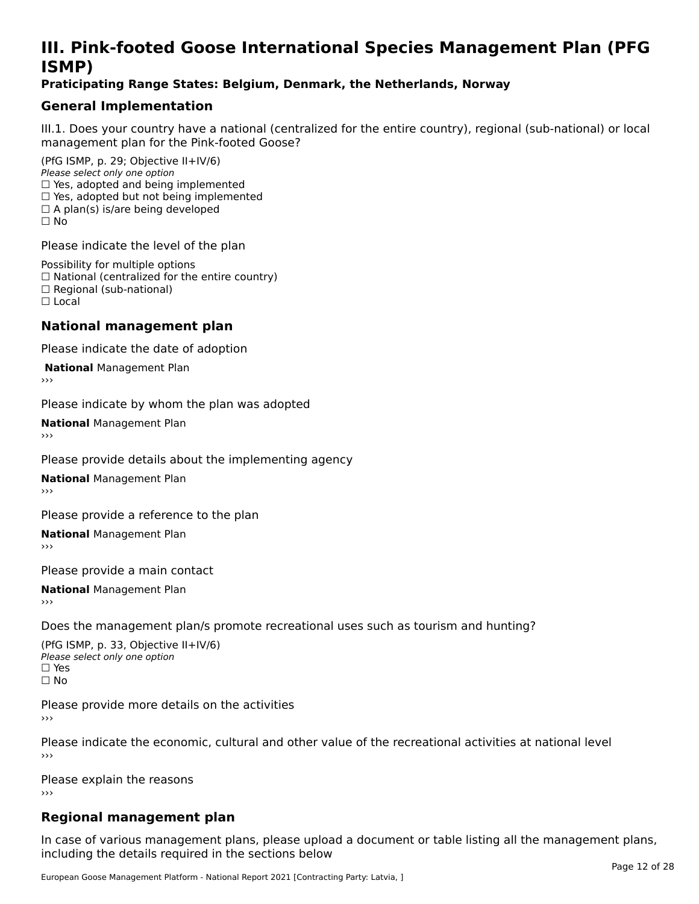# III. Pink-footed Goose International Species Management Plan (PFG ISMP)

**Praticipating Range States: Belgium, Denmark, the Netherlands, Norway**

## General Implementation

III.1. Does your country have a national (centralized for the entire country), regional (sub-national) or local management plan for the Pink-footed Goose?

(PfG ISMP, p. 29; Objective II+IV/6)
*Please select only one option*
☐ Yes, adopted and being implemented
☐ Yes, adopted but not being implemented
☐ A plan(s) is/are being developed
☐ No

Please indicate the level of the plan

Possibility for multiple options
☐ National (centralized for the entire country)
☐ Regional (sub-national)
☐ Local

## National management plan

Please indicate the date of adoption

**National** Management Plan
›››

Please indicate by whom the plan was adopted

**National** Management Plan
›››

Please provide details about the implementing agency

**National** Management Plan
›››

Please provide a reference to the plan

**National** Management Plan
›››

Please provide a main contact

**National** Management Plan
›››

Does the management plan/s promote recreational uses such as tourism and hunting?

(PfG ISMP, p. 33, Objective II+IV/6)
*Please select only one option*
☐ Yes
☐ No

Please provide more details on the activities
›››

Please indicate the economic, cultural and other value of the recreational activities at national level
›››

Please explain the reasons
›››

## Regional management plan

In case of various management plans, please upload a document or table listing all the management plans, including the details required in the sections below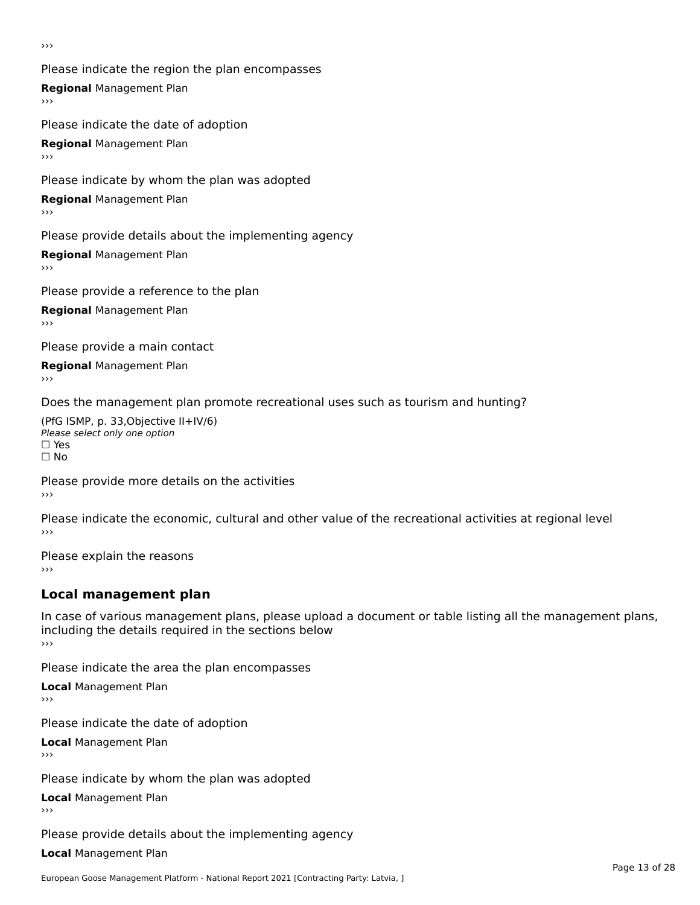›››

Please indicate the region the plan encompasses

**Regional** Management Plan

›››

Please indicate the date of adoption

**Regional** Management Plan

›››

Please indicate by whom the plan was adopted

**Regional** Management Plan

›››

Please provide details about the implementing agency

**Regional** Management Plan

›››

Please provide a reference to the plan

**Regional** Management Plan

›››

Please provide a main contact

**Regional** Management Plan

›››

Does the management plan promote recreational uses such as tourism and hunting?

(PfG ISMP, p. 33,Objective II+IV/6)

*Please select only one option*

☐ Yes

☐ No

Please provide more details on the activities

›››

Please indicate the economic, cultural and other value of the recreational activities at regional level

›››

Please explain the reasons

›››

## Local management plan

In case of various management plans, please upload a document or table listing all the management plans, including the details required in the sections below

›››

Please indicate the area the plan encompasses

**Local** Management Plan

›››

Please indicate the date of adoption

**Local** Management Plan

›››

Please indicate by whom the plan was adopted

**Local** Management Plan

›››

Please provide details about the implementing agency

**Local** Management Plan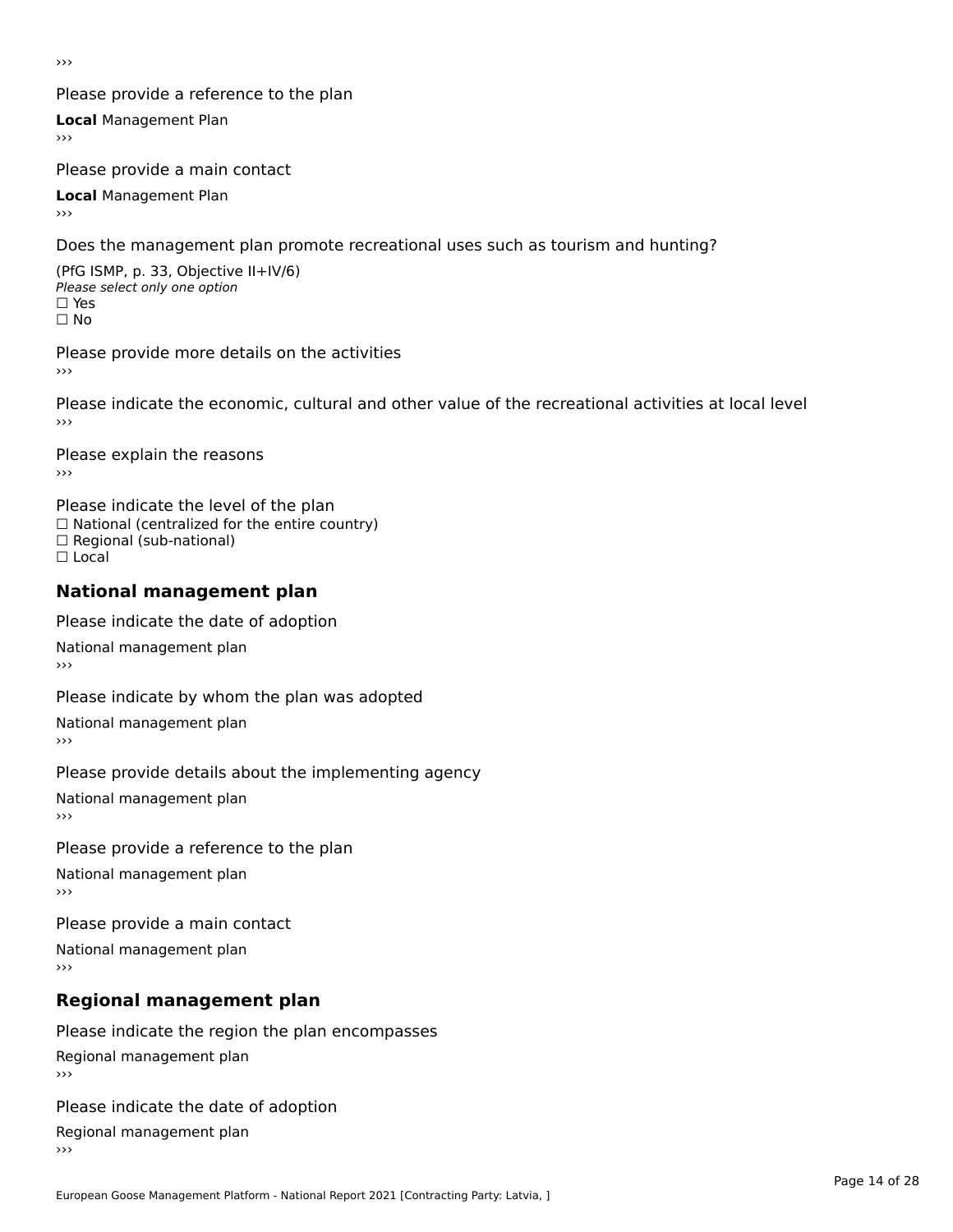›››

Please provide a reference to the plan

**Local** Management Plan

›››

Please provide a main contact

**Local** Management Plan

›››

Does the management plan promote recreational uses such as tourism and hunting?

(PfG ISMP, p. 33, Objective II+IV/6)

*Please select only one option*

☐ Yes

☐ No

Please provide more details on the activities

›››

Please indicate the economic, cultural and other value of the recreational activities at local level

›››

Please explain the reasons

›››

Please indicate the level of the plan

☐ National (centralized for the entire country)

☐ Regional (sub-national)

☐ Local

## National management plan

Please indicate the date of adoption

National management plan

›››

Please indicate by whom the plan was adopted

National management plan

›››

Please provide details about the implementing agency

National management plan

›››

Please provide a reference to the plan

National management plan

›››

Please provide a main contact

National management plan

›››

## Regional management plan

Please indicate the region the plan encompasses

Regional management plan

›››

Please indicate the date of adoption

Regional management plan

›››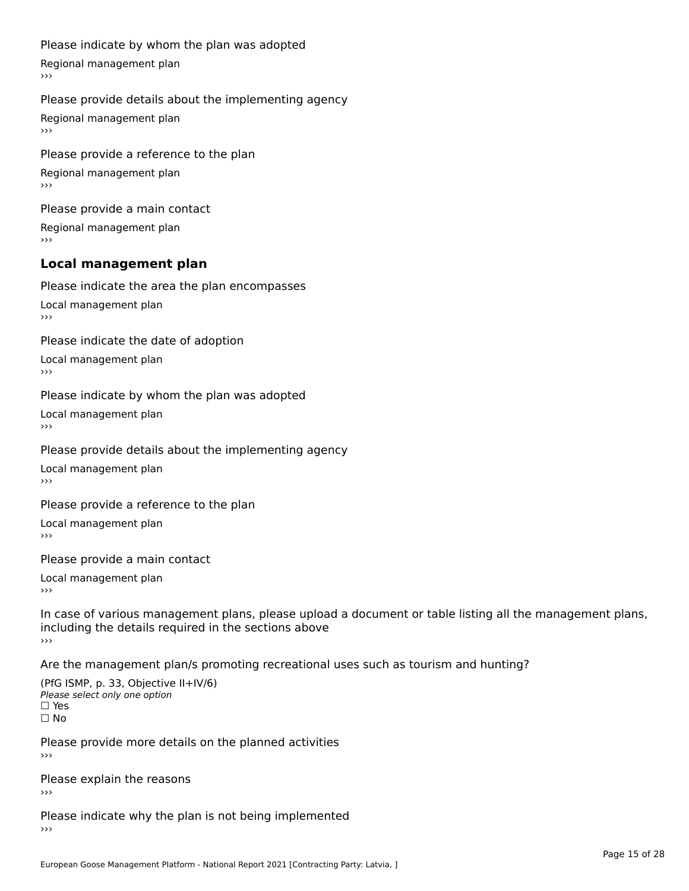Please indicate by whom the plan was adopted

Regional management plan
›››

Please provide details about the implementing agency

Regional management plan
›››

Please provide a reference to the plan

Regional management plan
›››

Please provide a main contact

Regional management plan
›››

### Local management plan

Please indicate the area the plan encompasses

Local management plan
›››

Please indicate the date of adoption

Local management plan
›››

Please indicate by whom the plan was adopted

Local management plan
›››

Please provide details about the implementing agency

Local management plan
›››

Please provide a reference to the plan

Local management plan
›››

Please provide a main contact

Local management plan
›››

In case of various management plans, please upload a document or table listing all the management plans, including the details required in the sections above
›››

Are the management plan/s promoting recreational uses such as tourism and hunting?

(PfG ISMP, p. 33, Objective II+IV/6)
*Please select only one option*
☐ Yes
☐ No

Please provide more details on the planned activities
›››

Please explain the reasons
›››

Please indicate why the plan is not being implemented
›››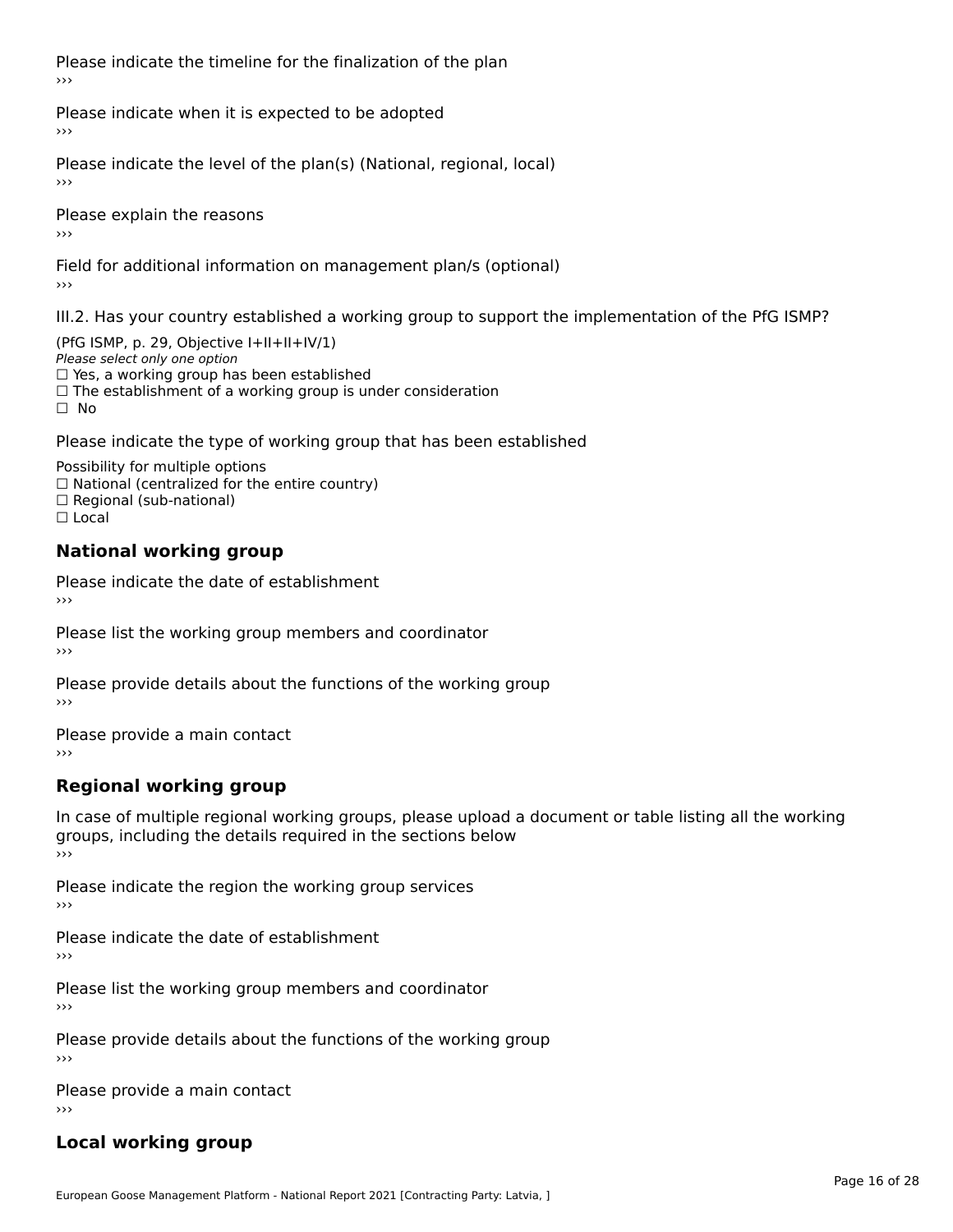Please indicate the timeline for the finalization of the plan

›››

Please indicate when it is expected to be adopted

›››

Please indicate the level of the plan(s) (National, regional, local)

›››

Please explain the reasons

›››

Field for additional information on management plan/s (optional)

›››

III.2. Has your country established a working group to support the implementation of the PfG ISMP?

(PfG ISMP, p. 29, Objective I+II+II+IV/1)

*Please select only one option*

☐ Yes, a working group has been established

☐ The establishment of a working group is under consideration

☐ No

Please indicate the type of working group that has been established

Possibility for multiple options

☐ National (centralized for the entire country)

☐ Regional (sub-national)

☐ Local

## National working group

Please indicate the date of establishment

›››

Please list the working group members and coordinator

›››

Please provide details about the functions of the working group

›››

Please provide a main contact

›››

## Regional working group

In case of multiple regional working groups, please upload a document or table listing all the working groups, including the details required in the sections below

›››

Please indicate the region the working group services

›››

Please indicate the date of establishment

›››

Please list the working group members and coordinator

›››

Please provide details about the functions of the working group

›››

Please provide a main contact

›››

## Local working group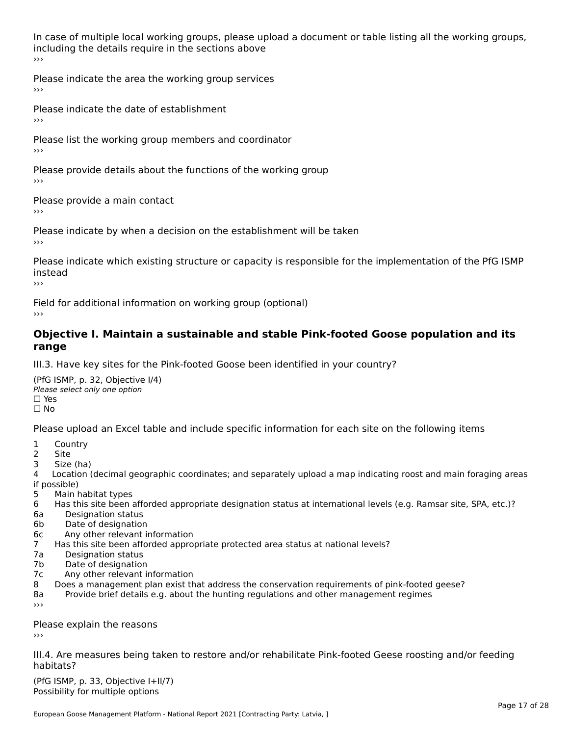In case of multiple local working groups, please upload a document or table listing all the working groups, including the details require in the sections above

›››

Please indicate the area the working group services

›››

Please indicate the date of establishment

›››

Please list the working group members and coordinator

›››

Please provide details about the functions of the working group

›››

Please provide a main contact

›››

Please indicate by when a decision on the establishment will be taken

›››

Please indicate which existing structure or capacity is responsible for the implementation of the PfG ISMP instead

›››

Field for additional information on working group (optional)

›››

## Objective I. Maintain a sustainable and stable Pink-footed Goose population and its range

III.3. Have key sites for the Pink-footed Goose been identified in your country?

(PfG ISMP, p. 32, Objective I/4)

*Please select only one option*

☐ Yes

☐ No

Please upload an Excel table and include specific information for each site on the following items

1 Country
2 Site
3 Size (ha)
4 Location (decimal geographic coordinates; and separately upload a map indicating roost and main foraging areas if possible)
5 Main habitat types
6 Has this site been afforded appropriate designation status at international levels (e.g. Ramsar site, SPA, etc.)?
6a Designation status
6b Date of designation
6c Any other relevant information
7 Has this site been afforded appropriate protected area status at national levels?
7a Designation status
7b Date of designation
7c Any other relevant information
8 Does a management plan exist that address the conservation requirements of pink-footed geese?
8a Provide brief details e.g. about the hunting regulations and other management regimes

›››

Please explain the reasons

›››

III.4. Are measures being taken to restore and/or rehabilitate Pink-footed Geese roosting and/or feeding habitats?

(PfG ISMP, p. 33, Objective I+II/7)

Possibility for multiple options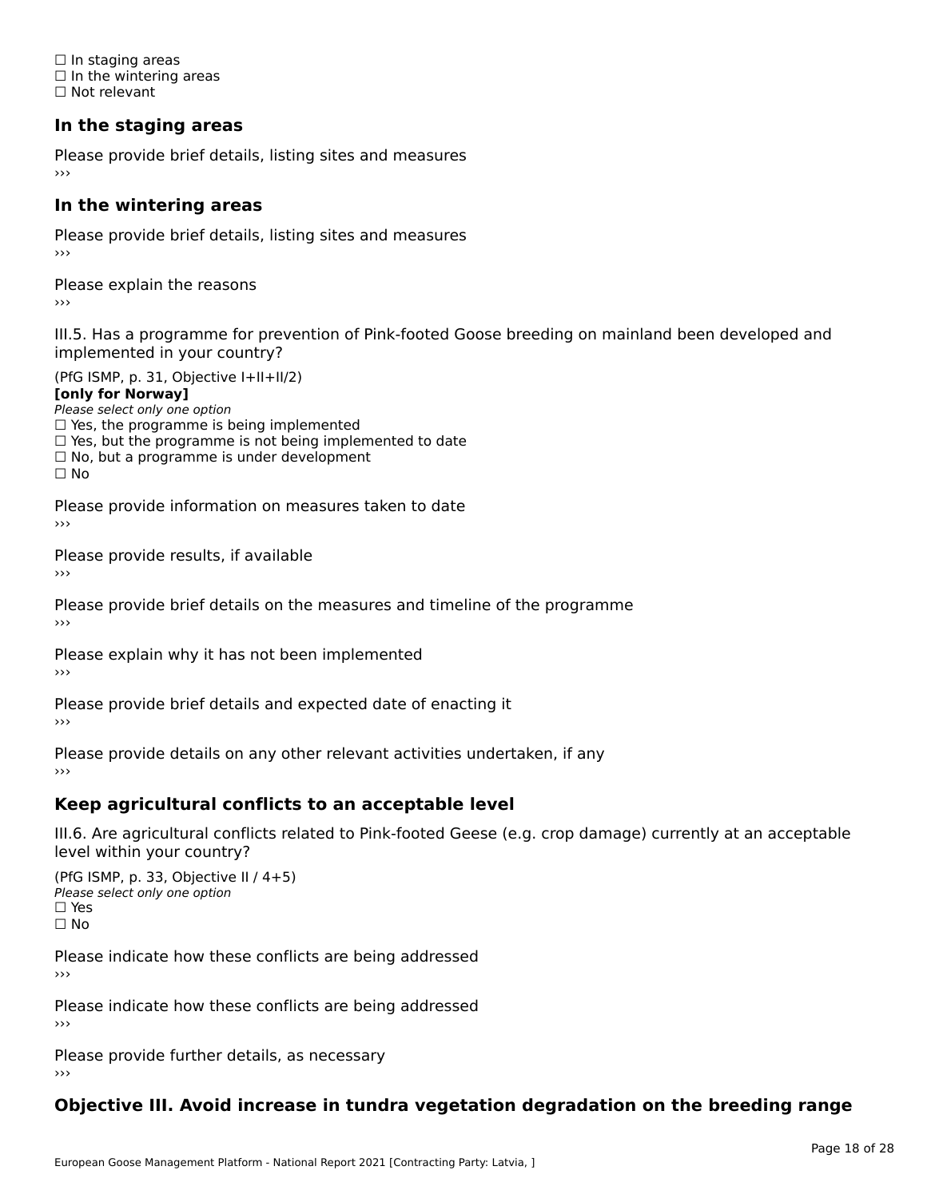☐ In staging areas
☐ In the wintering areas
☐ Not relevant

### In the staging areas

Please provide brief details, listing sites and measures
›››

### In the wintering areas

Please provide brief details, listing sites and measures
›››

Please explain the reasons
›››

III.5. Has a programme for prevention of Pink-footed Goose breeding on mainland been developed and implemented in your country?

(PfG ISMP, p. 31, Objective I+II+II/2)
**[only for Norway]**
*Please select only one option*
☐ Yes, the programme is being implemented
☐ Yes, but the programme is not being implemented to date
☐ No, but a programme is under development
☐ No

Please provide information on measures taken to date
›››

Please provide results, if available
›››

Please provide brief details on the measures and timeline of the programme
›››

Please explain why it has not been implemented
›››

Please provide brief details and expected date of enacting it
›››

Please provide details on any other relevant activities undertaken, if any
›››

### Keep agricultural conflicts to an acceptable level

III.6. Are agricultural conflicts related to Pink-footed Geese (e.g. crop damage) currently at an acceptable level within your country?

(PfG ISMP, p. 33, Objective II / 4+5)
*Please select only one option*
☐ Yes
☐ No

Please indicate how these conflicts are being addressed
›››

Please indicate how these conflicts are being addressed
›››

Please provide further details, as necessary
›››

### Objective III. Avoid increase in tundra vegetation degradation on the breeding range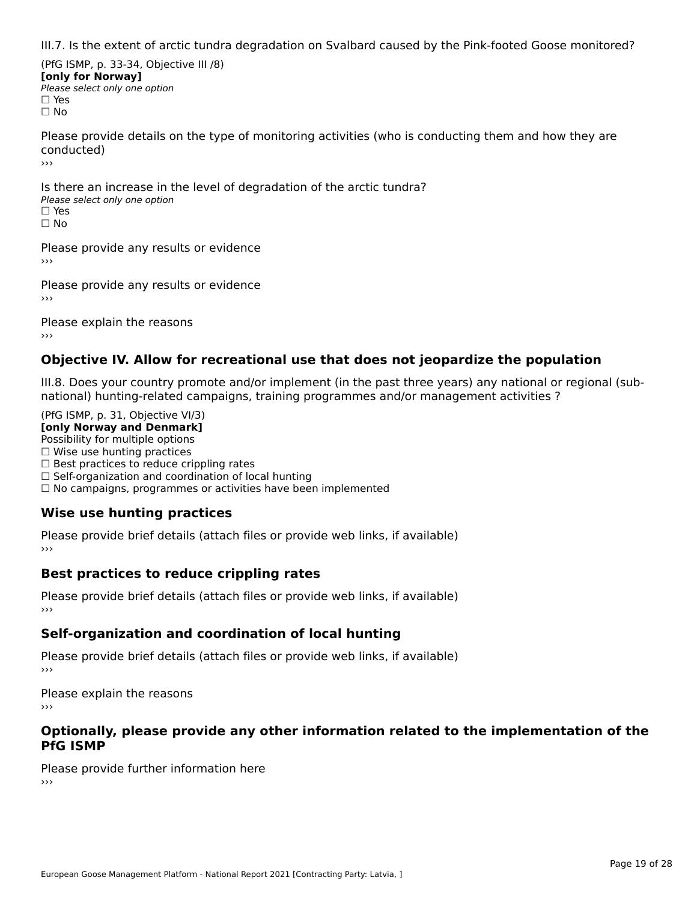III.7. Is the extent of arctic tundra degradation on Svalbard caused by the Pink-footed Goose monitored?

(PfG ISMP, p. 33-34, Objective III /8)
**[only for Norway]**
*Please select only one option*
☐ Yes
☐ No

Please provide details on the type of monitoring activities (who is conducting them and how they are conducted)
›››

Is there an increase in the level of degradation of the arctic tundra?
*Please select only one option*
☐ Yes
☐ No

Please provide any results or evidence
›››

Please provide any results or evidence
›››

Please explain the reasons
›››

## Objective IV. Allow for recreational use that does not jeopardize the population

III.8. Does your country promote and/or implement (in the past three years) any national or regional (sub-national) hunting-related campaigns, training programmes and/or management activities ?

(PfG ISMP, p. 31, Objective VI/3)
**[only Norway and Denmark]**
Possibility for multiple options
☐ Wise use hunting practices
☐ Best practices to reduce crippling rates
☐ Self-organization and coordination of local hunting
☐ No campaigns, programmes or activities have been implemented

### Wise use hunting practices

Please provide brief details (attach files or provide web links, if available)
›››

### Best practices to reduce crippling rates

Please provide brief details (attach files or provide web links, if available)
›››

### Self-organization and coordination of local hunting

Please provide brief details (attach files or provide web links, if available)
›››

Please explain the reasons
›››

## Optionally, please provide any other information related to the implementation of the PfG ISMP

Please provide further information here
›››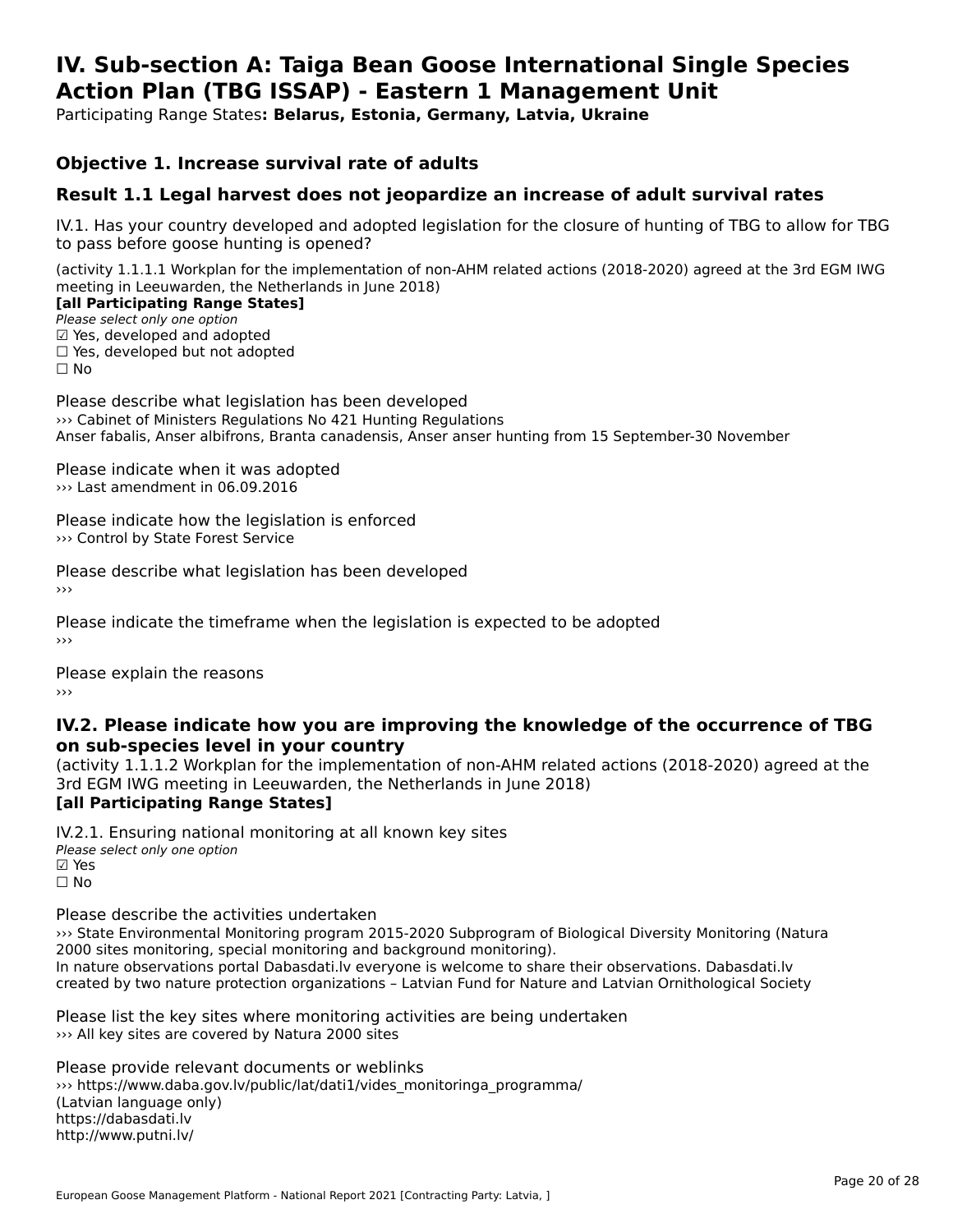# IV. Sub-section A: Taiga Bean Goose International Single Species Action Plan (TBG ISSAP) - Eastern 1 Management Unit

Participating Range States**: Belarus, Estonia, Germany, Latvia, Ukraine**

## Objective 1. Increase survival rate of adults

### Result 1.1 Legal harvest does not jeopardize an increase of adult survival rates

IV.1. Has your country developed and adopted legislation for the closure of hunting of TBG to allow for TBG to pass before goose hunting is opened?

(activity 1.1.1.1 Workplan for the implementation of non-AHM related actions (2018-2020) agreed at the 3rd EGM IWG meeting in Leeuwarden, the Netherlands in June 2018)

**[all Participating Range States]**

*Please select only one option*

☑ Yes, developed and adopted
☐ Yes, developed but not adopted
☐ No

Please describe what legislation has been developed
››› Cabinet of Ministers Regulations No 421 Hunting Regulations
Anser fabalis, Anser albifrons, Branta canadensis, Anser anser hunting from 15 September-30 November

Please indicate when it was adopted
››› Last amendment in 06.09.2016

Please indicate how the legislation is enforced
››› Control by State Forest Service

Please describe what legislation has been developed
›››

Please indicate the timeframe when the legislation is expected to be adopted
›››

Please explain the reasons
›››

### IV.2. Please indicate how you are improving the knowledge of the occurrence of TBG on sub-species level in your country

(activity 1.1.1.2 Workplan for the implementation of non-AHM related actions (2018-2020) agreed at the 3rd EGM IWG meeting in Leeuwarden, the Netherlands in June 2018)

**[all Participating Range States]**

IV.2.1. Ensuring national monitoring at all known key sites

*Please select only one option*

☑ Yes
☐ No

Please describe the activities undertaken
››› State Environmental Monitoring program 2015-2020 Subprogram of Biological Diversity Monitoring (Natura 2000 sites monitoring, special monitoring and background monitoring).
In nature observations portal Dabasdati.lv everyone is welcome to share their observations. Dabasdati.lv created by two nature protection organizations – Latvian Fund for Nature and Latvian Ornithological Society

Please list the key sites where monitoring activities are being undertaken
››› All key sites are covered by Natura 2000 sites

Please provide relevant documents or weblinks
››› https://www.daba.gov.lv/public/lat/dati1/vides_monitoringa_programma/
(Latvian language only)
https://dabasdati.lv
http://www.putni.lv/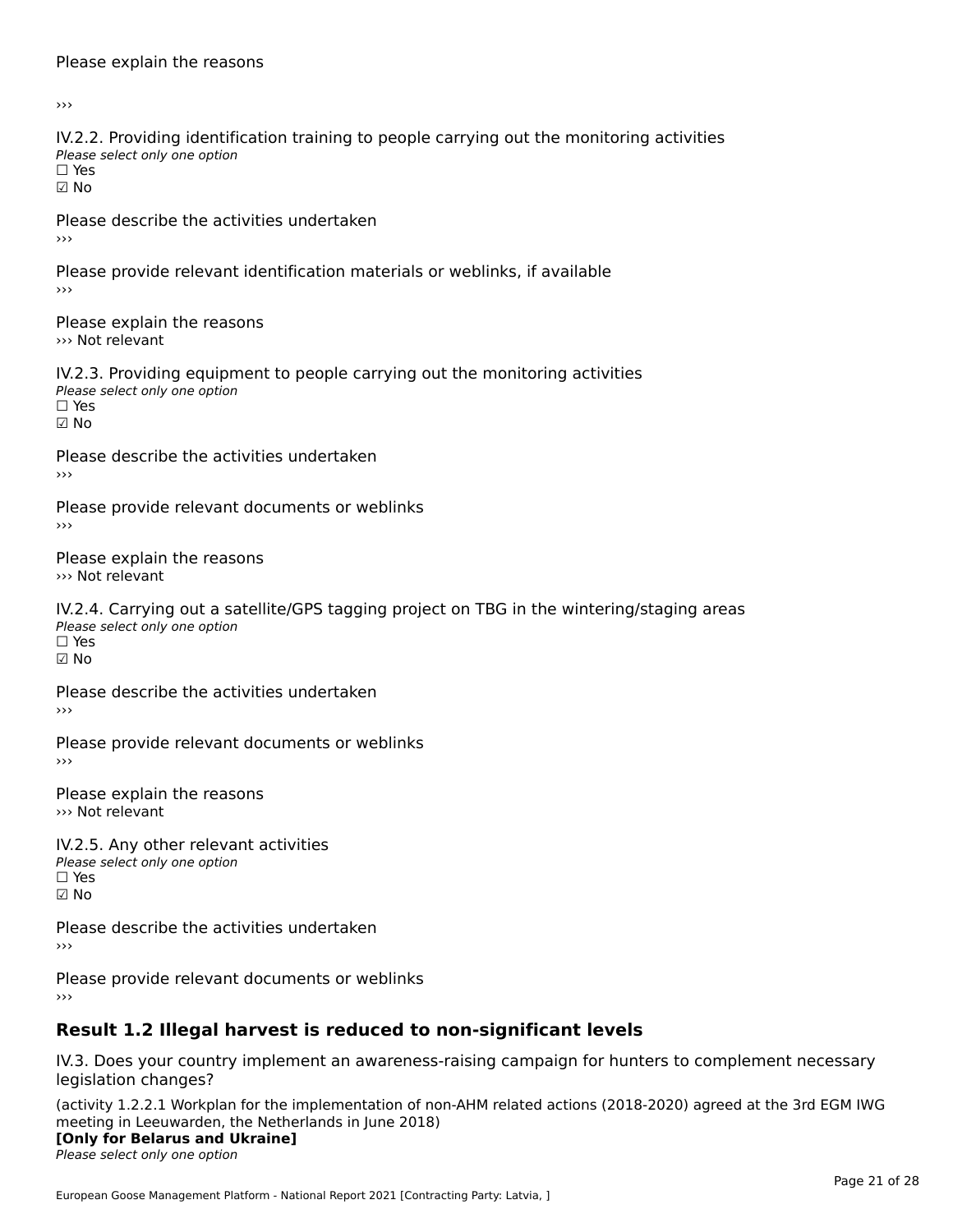Please explain the reasons

›››

IV.2.2. Providing identification training to people carrying out the monitoring activities
*Please select only one option*
☐ Yes
☑ No

Please describe the activities undertaken
›››

Please provide relevant identification materials or weblinks, if available
›››

Please explain the reasons
››› Not relevant

IV.2.3. Providing equipment to people carrying out the monitoring activities
*Please select only one option*
☐ Yes
☑ No

Please describe the activities undertaken
›››

Please provide relevant documents or weblinks
›››

Please explain the reasons
››› Not relevant

IV.2.4. Carrying out a satellite/GPS tagging project on TBG in the wintering/staging areas
*Please select only one option*
☐ Yes
☑ No

Please describe the activities undertaken
›››

Please provide relevant documents or weblinks
›››

Please explain the reasons
››› Not relevant

IV.2.5. Any other relevant activities
*Please select only one option*
☐ Yes
☑ No

Please describe the activities undertaken
›››

Please provide relevant documents or weblinks
›››

## Result 1.2 Illegal harvest is reduced to non-significant levels

IV.3. Does your country implement an awareness-raising campaign for hunters to complement necessary legislation changes?

(activity 1.2.2.1 Workplan for the implementation of non-AHM related actions (2018-2020) agreed at the 3rd EGM IWG meeting in Leeuwarden, the Netherlands in June 2018)
**[Only for Belarus and Ukraine]**
*Please select only one option*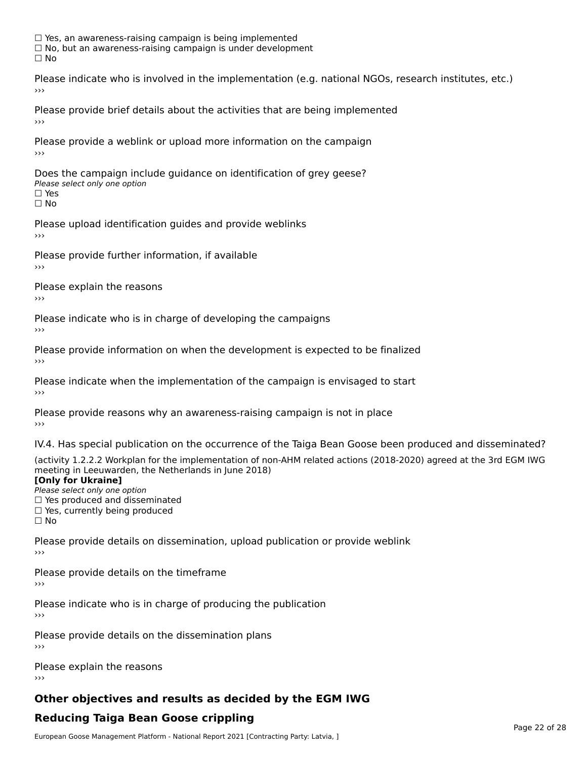☐ Yes, an awareness-raising campaign is being implemented
☐ No, but an awareness-raising campaign is under development
☐ No

Please indicate who is involved in the implementation (e.g. national NGOs, research institutes, etc.)
›››

Please provide brief details about the activities that are being implemented
›››

Please provide a weblink or upload more information on the campaign
›››

Does the campaign include guidance on identification of grey geese?
*Please select only one option*
☐ Yes
☐ No

Please upload identification guides and provide weblinks
›››

Please provide further information, if available
›››

Please explain the reasons
›››

Please indicate who is in charge of developing the campaigns
›››

Please provide information on when the development is expected to be finalized
›››

Please indicate when the implementation of the campaign is envisaged to start
›››

Please provide reasons why an awareness-raising campaign is not in place
›››

IV.4. Has special publication on the occurrence of the Taiga Bean Goose been produced and disseminated?

(activity 1.2.2.2 Workplan for the implementation of non-AHM related actions (2018-2020) agreed at the 3rd EGM IWG meeting in Leeuwarden, the Netherlands in June 2018)
**[Only for Ukraine]**
*Please select only one option*
☐ Yes produced and disseminated
☐ Yes, currently being produced
☐ No

Please provide details on dissemination, upload publication or provide weblink
›››

Please provide details on the timeframe
›››

Please indicate who is in charge of producing the publication
›››

Please provide details on the dissemination plans
›››

Please explain the reasons
›››

## Other objectives and results as decided by the EGM IWG

## Reducing Taiga Bean Goose crippling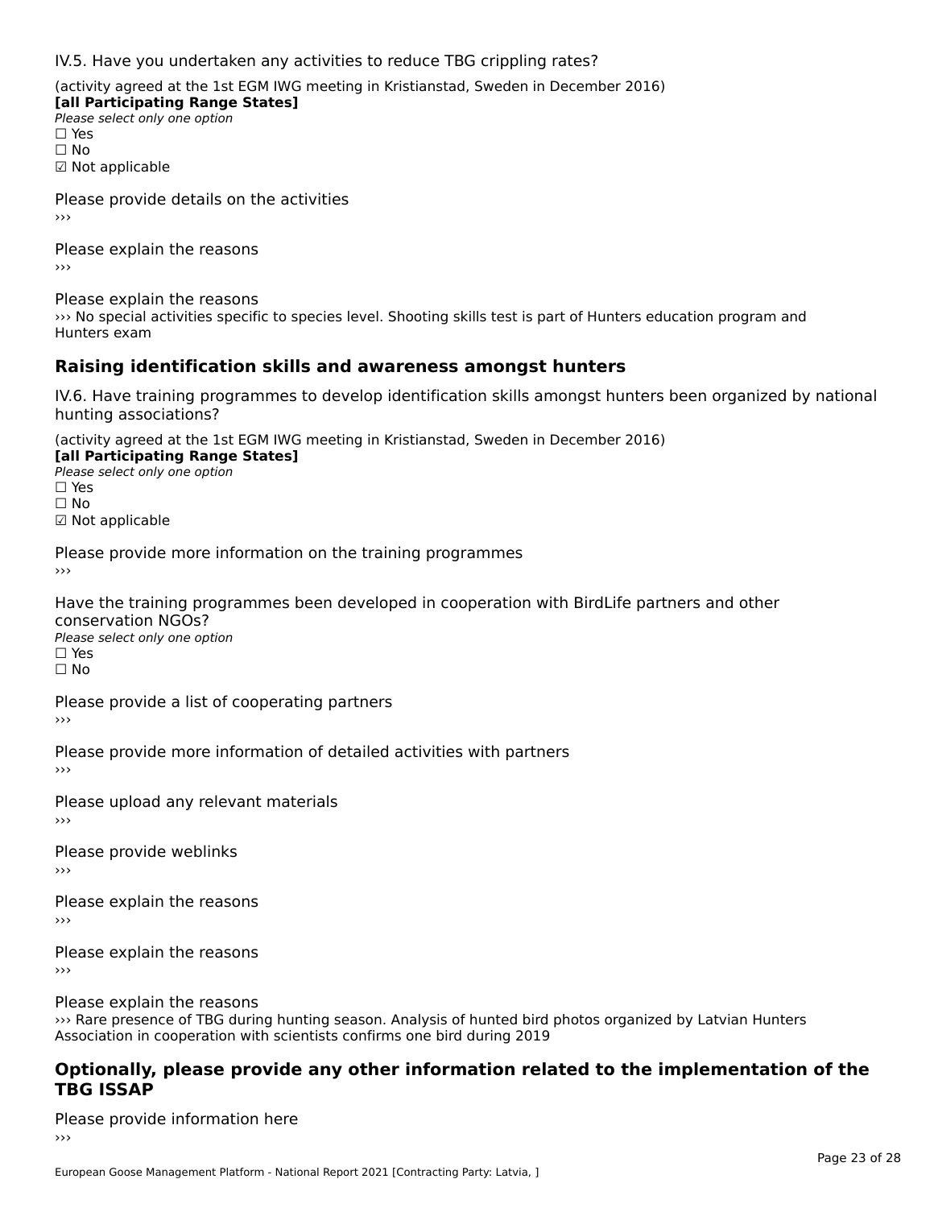IV.5. Have you undertaken any activities to reduce TBG crippling rates?

(activity agreed at the 1st EGM IWG meeting in Kristianstad, Sweden in December 2016)
**[all Participating Range States]**
*Please select only one option*
☐ Yes
☐ No
☑ Not applicable

Please provide details on the activities
›››

Please explain the reasons
›››

Please explain the reasons
››› No special activities specific to species level. Shooting skills test is part of Hunters education program and Hunters exam

## Raising identification skills and awareness amongst hunters

IV.6. Have training programmes to develop identification skills amongst hunters been organized by national hunting associations?

(activity agreed at the 1st EGM IWG meeting in Kristianstad, Sweden in December 2016)
**[all Participating Range States]**
*Please select only one option*
☐ Yes
☐ No
☑ Not applicable

Please provide more information on the training programmes
›››

Have the training programmes been developed in cooperation with BirdLife partners and other conservation NGOs?
*Please select only one option*
☐ Yes
☐ No

Please provide a list of cooperating partners
›››

Please provide more information of detailed activities with partners
›››

Please upload any relevant materials
›››

Please provide weblinks
›››

Please explain the reasons
›››

Please explain the reasons
›››

Please explain the reasons
››› Rare presence of TBG during hunting season. Analysis of hunted bird photos organized by Latvian Hunters Association in cooperation with scientists confirms one bird during 2019

## Optionally, please provide any other information related to the implementation of the TBG ISSAP

Please provide information here
›››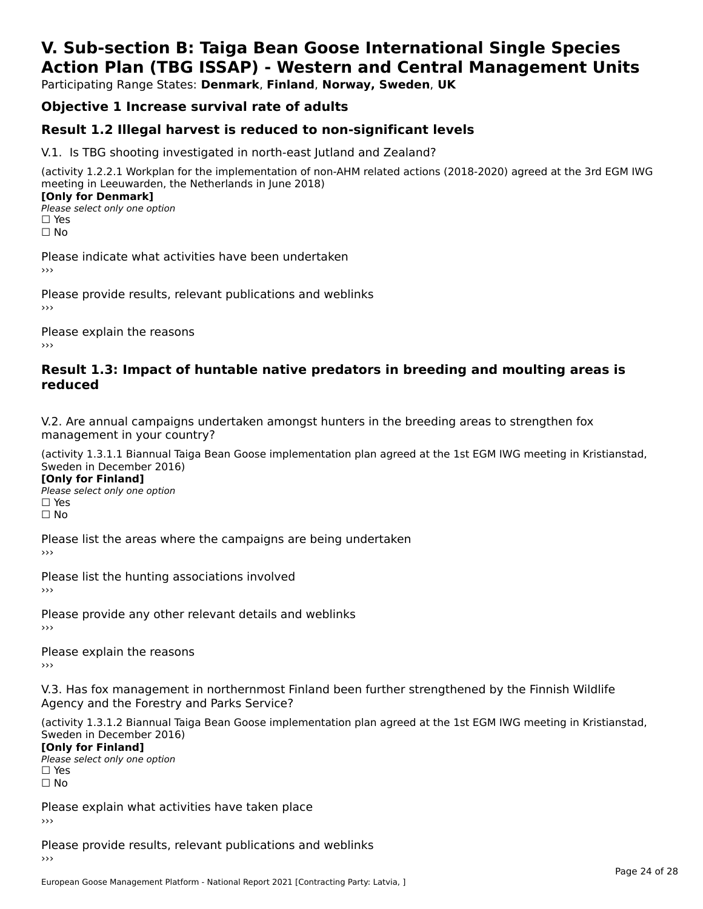# V. Sub-section B: Taiga Bean Goose International Single Species Action Plan (TBG ISSAP) - Western and Central Management Units

Participating Range States: **Denmark**, **Finland**, **Norway, Sweden**, **UK**

## Objective 1 Increase survival rate of adults

## Result 1.2 Illegal harvest is reduced to non-significant levels

V.1. Is TBG shooting investigated in north-east Jutland and Zealand?

(activity 1.2.2.1 Workplan for the implementation of non-AHM related actions (2018-2020) agreed at the 3rd EGM IWG meeting in Leeuwarden, the Netherlands in June 2018)

**[Only for Denmark]**

*Please select only one option*

☐ Yes

☐ No

Please indicate what activities have been undertaken

›››

Please provide results, relevant publications and weblinks

›››

Please explain the reasons

›››

## Result 1.3: Impact of huntable native predators in breeding and moulting areas is reduced

V.2. Are annual campaigns undertaken amongst hunters in the breeding areas to strengthen fox management in your country?

(activity 1.3.1.1 Biannual Taiga Bean Goose implementation plan agreed at the 1st EGM IWG meeting in Kristianstad, Sweden in December 2016)

**[Only for Finland]**

*Please select only one option*

☐ Yes

☐ No

Please list the areas where the campaigns are being undertaken

›››

Please list the hunting associations involved

›››

Please provide any other relevant details and weblinks

›››

Please explain the reasons

›››

V.3. Has fox management in northernmost Finland been further strengthened by the Finnish Wildlife Agency and the Forestry and Parks Service?

(activity 1.3.1.2 Biannual Taiga Bean Goose implementation plan agreed at the 1st EGM IWG meeting in Kristianstad, Sweden in December 2016)

**[Only for Finland]**

*Please select only one option*

☐ Yes

☐ No

Please explain what activities have taken place

›››

Please provide results, relevant publications and weblinks

›››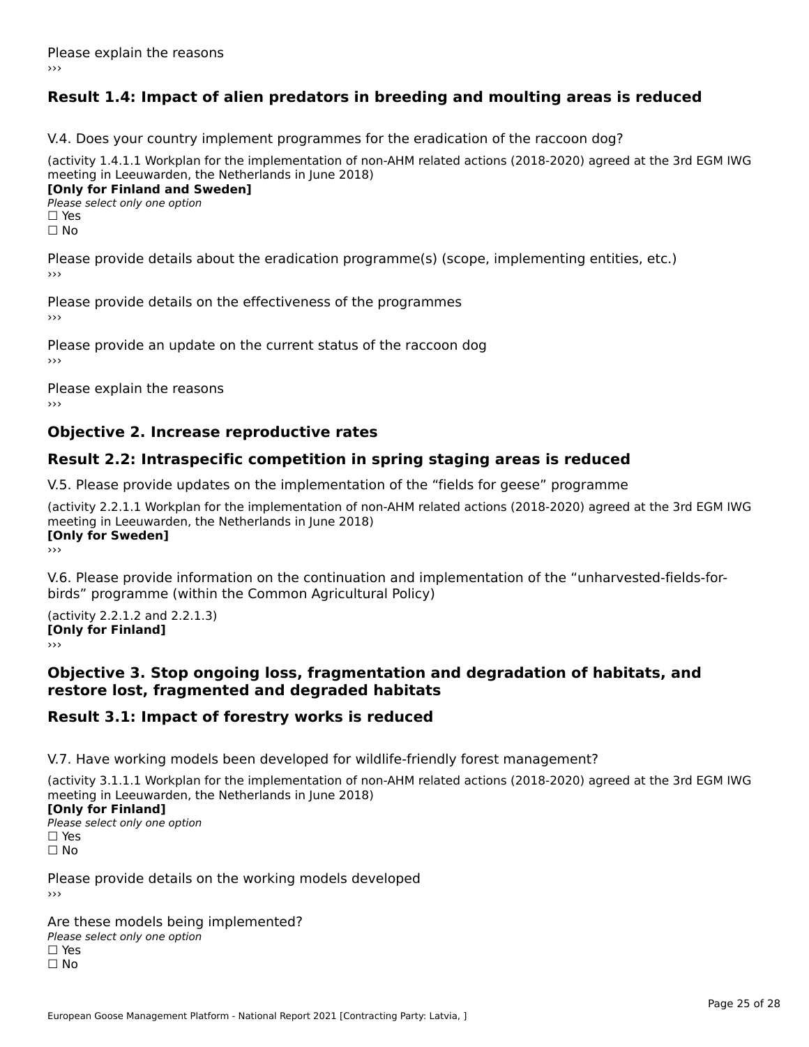Please explain the reasons

›››

### Result 1.4: Impact of alien predators in breeding and moulting areas is reduced

V.4. Does your country implement programmes for the eradication of the raccoon dog?

(activity 1.4.1.1 Workplan for the implementation of non-AHM related actions (2018-2020) agreed at the 3rd EGM IWG meeting in Leeuwarden, the Netherlands in June 2018)

**[Only for Finland and Sweden]**

*Please select only one option*

☐ Yes

☐ No

Please provide details about the eradication programme(s) (scope, implementing entities, etc.)

›››

Please provide details on the effectiveness of the programmes

›››

Please provide an update on the current status of the raccoon dog

›››

Please explain the reasons

›››

## Objective 2. Increase reproductive rates

### Result 2.2: Intraspecific competition in spring staging areas is reduced

V.5. Please provide updates on the implementation of the “fields for geese” programme

(activity 2.2.1.1 Workplan for the implementation of non-AHM related actions (2018-2020) agreed at the 3rd EGM IWG meeting in Leeuwarden, the Netherlands in June 2018)

**[Only for Sweden]**

›››

V.6. Please provide information on the continuation and implementation of the “unharvested-fields-for-birds” programme (within the Common Agricultural Policy)

(activity 2.2.1.2 and 2.2.1.3)

**[Only for Finland]**

›››

## Objective 3. Stop ongoing loss, fragmentation and degradation of habitats, and restore lost, fragmented and degraded habitats

### Result 3.1: Impact of forestry works is reduced

V.7. Have working models been developed for wildlife-friendly forest management?

(activity 3.1.1.1 Workplan for the implementation of non-AHM related actions (2018-2020) agreed at the 3rd EGM IWG meeting in Leeuwarden, the Netherlands in June 2018)

**[Only for Finland]**

*Please select only one option*

☐ Yes

☐ No

Please provide details on the working models developed

›››

Are these models being implemented?

*Please select only one option*

☐ Yes

☐ No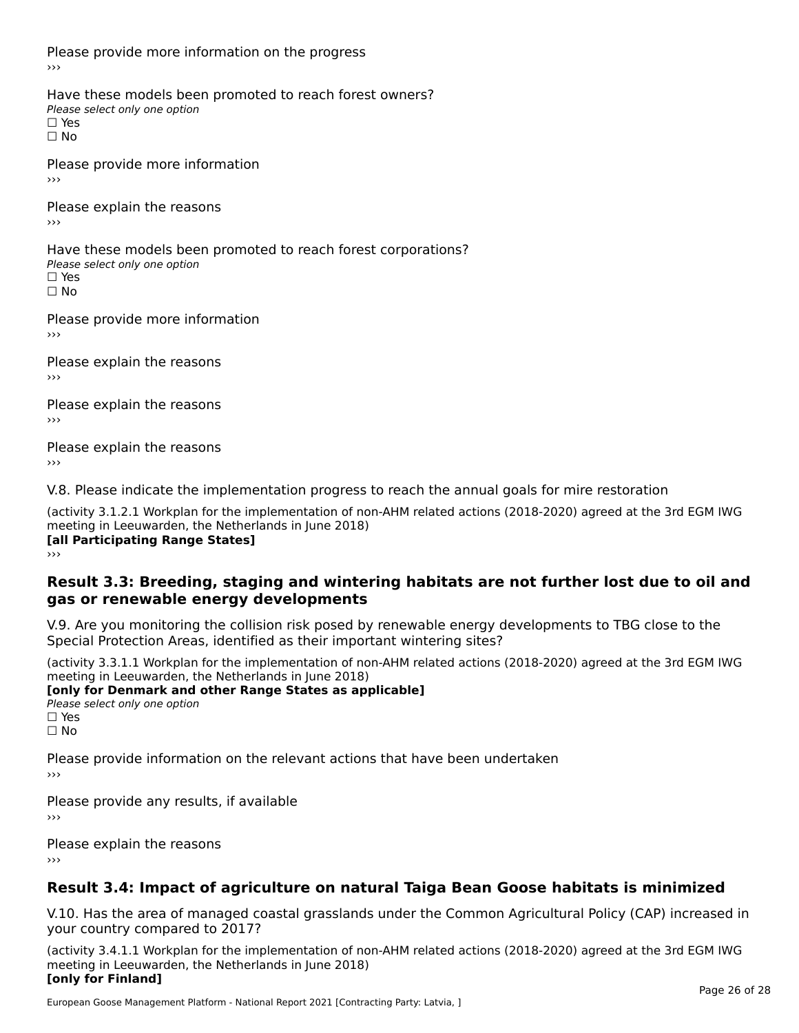Please provide more information on the progress
›››

Have these models been promoted to reach forest owners?
*Please select only one option*
☐ Yes
☐ No

Please provide more information
›››

Please explain the reasons
›››

Have these models been promoted to reach forest corporations?
*Please select only one option*
☐ Yes
☐ No

Please provide more information
›››

Please explain the reasons
›››

Please explain the reasons
›››

Please explain the reasons
›››

V.8. Please indicate the implementation progress to reach the annual goals for mire restoration

(activity 3.1.2.1 Workplan for the implementation of non-AHM related actions (2018-2020) agreed at the 3rd EGM IWG meeting in Leeuwarden, the Netherlands in June 2018)
**[all Participating Range States]**
›››

## Result 3.3: Breeding, staging and wintering habitats are not further lost due to oil and gas or renewable energy developments

V.9. Are you monitoring the collision risk posed by renewable energy developments to TBG close to the Special Protection Areas, identified as their important wintering sites?

(activity 3.3.1.1 Workplan for the implementation of non-AHM related actions (2018-2020) agreed at the 3rd EGM IWG meeting in Leeuwarden, the Netherlands in June 2018)
**[only for Denmark and other Range States as applicable]**
*Please select only one option*
☐ Yes
☐ No

Please provide information on the relevant actions that have been undertaken
›››

Please provide any results, if available
›››

Please explain the reasons
›››

## Result 3.4: Impact of agriculture on natural Taiga Bean Goose habitats is minimized

V.10. Has the area of managed coastal grasslands under the Common Agricultural Policy (CAP) increased in your country compared to 2017?

(activity 3.4.1.1 Workplan for the implementation of non-AHM related actions (2018-2020) agreed at the 3rd EGM IWG meeting in Leeuwarden, the Netherlands in June 2018)
**[only for Finland]**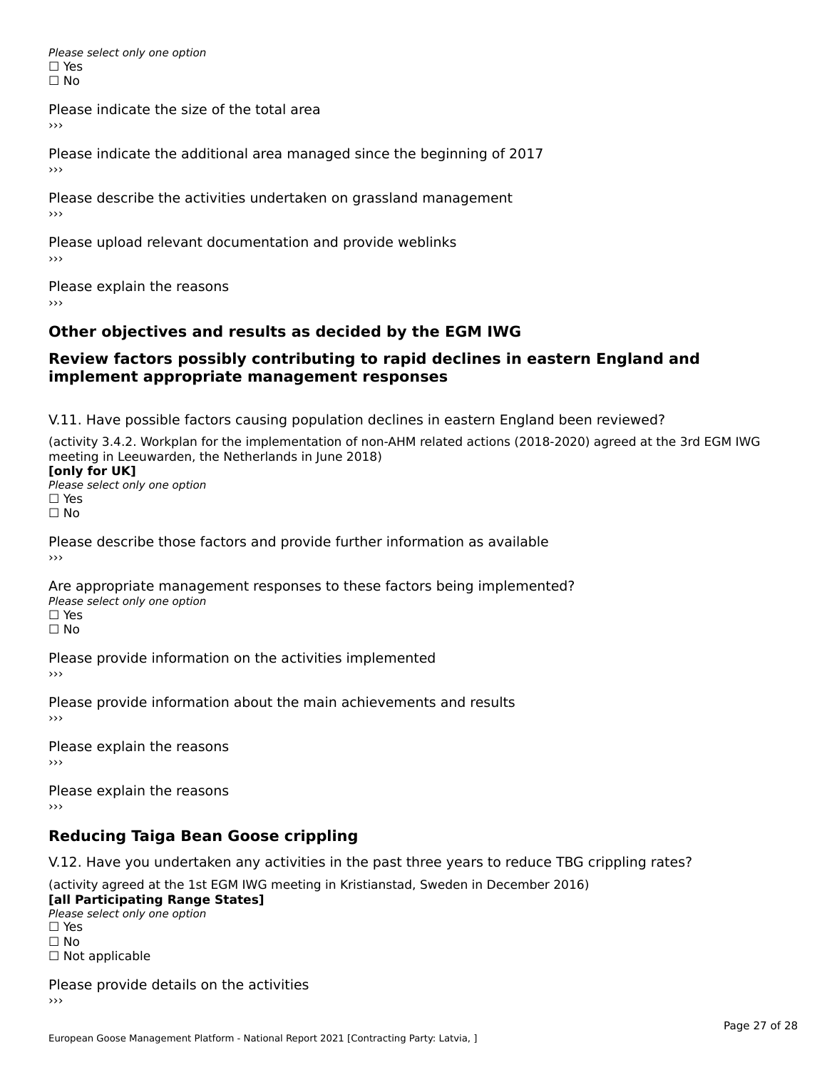*Please select only one option*
☐ Yes
☐ No

Please indicate the size of the total area
›››

Please indicate the additional area managed since the beginning of 2017
›››

Please describe the activities undertaken on grassland management
›››

Please upload relevant documentation and provide weblinks
›››

Please explain the reasons
›››

## Other objectives and results as decided by the EGM IWG

## Review factors possibly contributing to rapid declines in eastern England and implement appropriate management responses

V.11. Have possible factors causing population declines in eastern England been reviewed?

(activity 3.4.2. Workplan for the implementation of non-AHM related actions (2018-2020) agreed at the 3rd EGM IWG meeting in Leeuwarden, the Netherlands in June 2018)
**[only for UK]**
*Please select only one option*
☐ Yes
☐ No

Please describe those factors and provide further information as available
›››

Are appropriate management responses to these factors being implemented?
*Please select only one option*
☐ Yes
☐ No

Please provide information on the activities implemented
›››

Please provide information about the main achievements and results
›››

Please explain the reasons
›››

Please explain the reasons
›››

## Reducing Taiga Bean Goose crippling

V.12. Have you undertaken any activities in the past three years to reduce TBG crippling rates?

(activity agreed at the 1st EGM IWG meeting in Kristianstad, Sweden in December 2016)
**[all Participating Range States]**
*Please select only one option*
☐ Yes
☐ No
☐ Not applicable

Please provide details on the activities
›››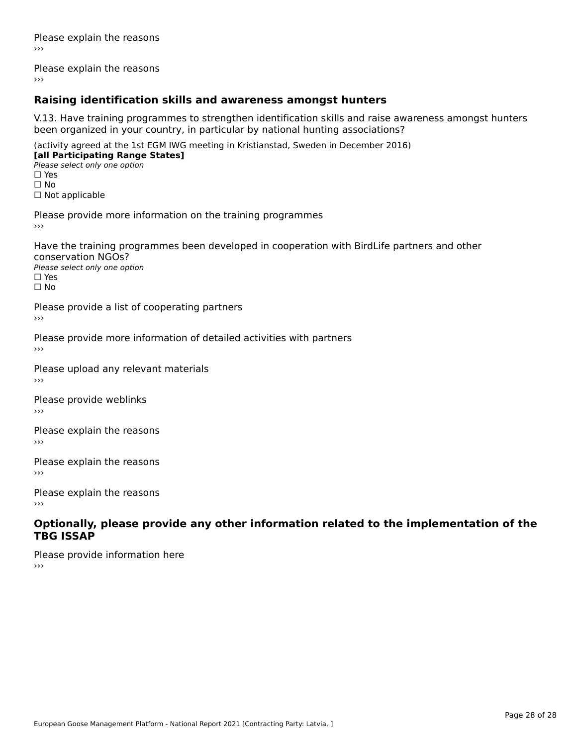Please explain the reasons
›››

Please explain the reasons
›››

### Raising identification skills and awareness amongst hunters

V.13. Have training programmes to strengthen identification skills and raise awareness amongst hunters been organized in your country, in particular by national hunting associations?

(activity agreed at the 1st EGM IWG meeting in Kristianstad, Sweden in December 2016)
**[all Participating Range States]**
*Please select only one option*
☐ Yes
☐ No
☐ Not applicable

Please provide more information on the training programmes
›››

Have the training programmes been developed in cooperation with BirdLife partners and other conservation NGOs?
*Please select only one option*
☐ Yes
☐ No

Please provide a list of cooperating partners
›››

Please provide more information of detailed activities with partners
›››

Please upload any relevant materials
›››

Please provide weblinks
›››

Please explain the reasons
›››

Please explain the reasons
›››

Please explain the reasons
›››

### Optionally, please provide any other information related to the implementation of the TBG ISSAP

Please provide information here
›››